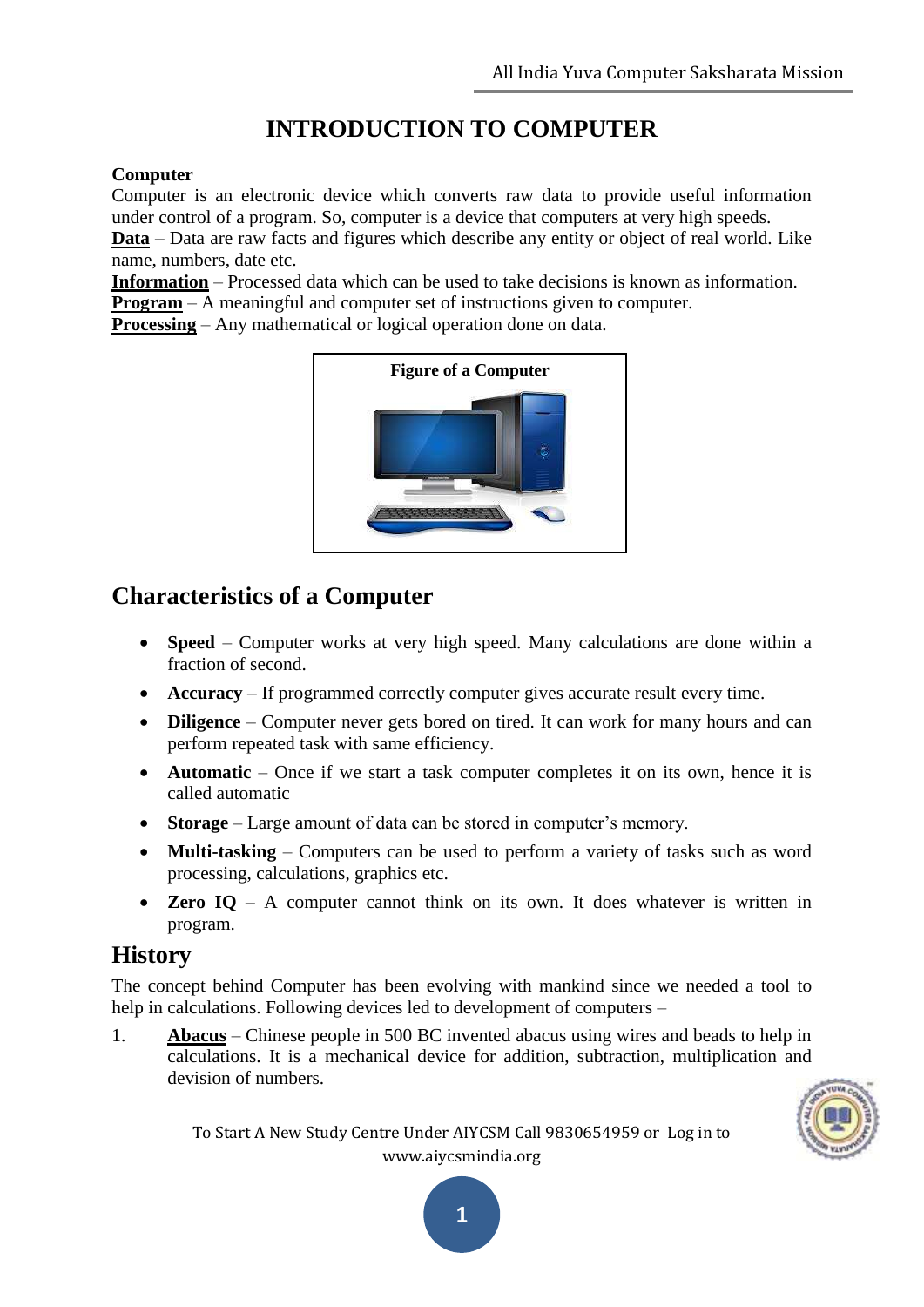# INTRODUCTION TO COMPUTER

**Computer**

Computer is an electronic device which converts raw data to provide useful information under control of a program. So, computer is a device that computers at very high speeds.

**Data** – Data are raw facts and figures which describe any entity or object of real world. Like name, numbers, date etc.

**Information** – Processed data which can be used to take decisions is known as information.

**Program** – A meaningful and computer set of instructions given to computer.

**Processing** – Any mathematical or logical operation done on data.

**Figure of a Computer**

## Characteristics of a Computer

- **Speed** – Computer works at very high speed. Many calculations are done within a fraction of second.
- **Accuracy** – If programmed correctly computer gives accurate result every time.
- **Diligence** – Computer never gets bored on tired. It can work for many hours and can perform repeated task with same efficiency.
- **Automatic** – Once if we start a task computer completes it on its own, hence it is called automatic
- **Storage** – Large amount of data can be stored in computer's memory.
- **Multi-tasking** – Computers can be used to perform a variety of tasks such as word processing, calculations, graphics etc.
- **Zero IQ** – A computer cannot think on its own. It does whatever is written in program.

## History

The concept behind Computer has been evolving with mankind since we needed a tool to help in calculations. Following devices led to development of computers –

1. **Abacus** – Chinese people in 500 BC invented abacus using wires and beads to help in calculations. It is a mechanical device for addition, subtraction, multiplication and devision of numbers.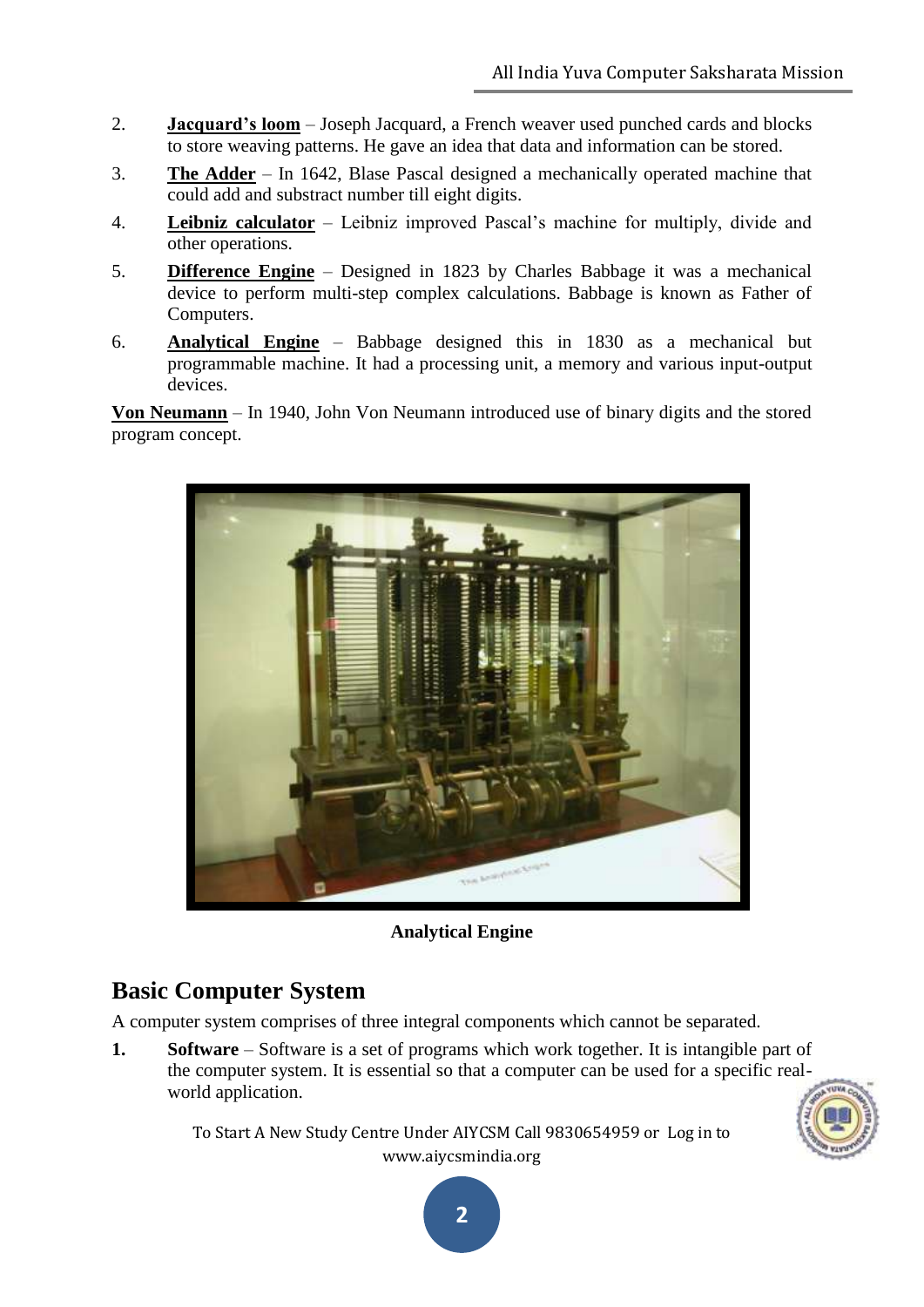2. **Jacquard's loom** – Joseph Jacquard, a French weaver used punched cards and blocks to store weaving patterns. He gave an idea that data and information can be stored.
3. **The Adder** – In 1642, Blase Pascal designed a mechanically operated machine that could add and substract number till eight digits.
4. **Leibniz calculator** – Leibniz improved Pascal's machine for multiply, divide and other operations.
5. **Difference Engine** – Designed in 1823 by Charles Babbage it was a mechanical device to perform multi-step complex calculations. Babbage is known as Father of Computers.
6. **Analytical Engine** – Babbage designed this in 1830 as a mechanical but programmable machine. It had a processing unit, a memory and various input-output devices.

**Von Neumann** – In 1940, John Von Neumann introduced use of binary digits and the stored program concept.

**Analytical Engine**

## Basic Computer System

A computer system comprises of three integral components which cannot be separated.

1. **Software** – Software is a set of programs which work together. It is intangible part of the computer system. It is essential so that a computer can be used for a specific real-world application.

To Start A New Study Centre Under AIYCSM Call 9830654959 or Log in to www.aiycsmindia.org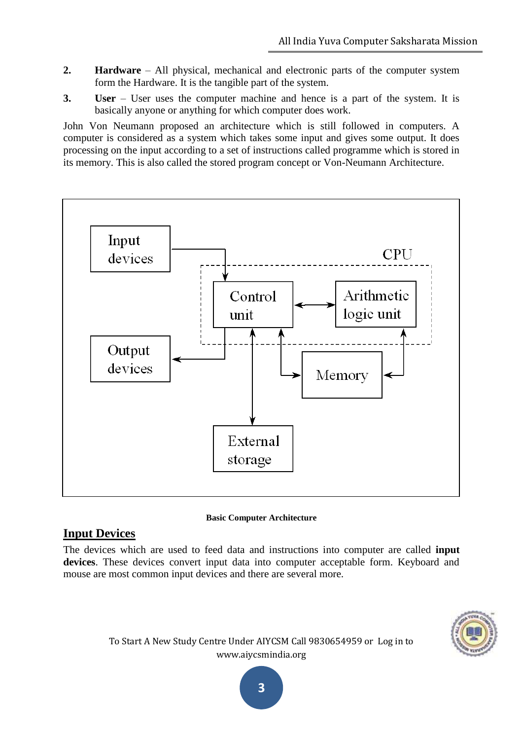2. **Hardware** – All physical, mechanical and electronic parts of the computer system form the Hardware. It is the tangible part of the system.
3. **User** – User uses the computer machine and hence is a part of the system. It is basically anyone or anything for which computer does work.

John Von Neumann proposed an architecture which is still followed in computers. A computer is considered as a system which takes some input and gives some output. It does processing on the input according to a set of instructions called programme which is stored in its memory. This is also called the stored program concept or Von-Neumann Architecture.

**Basic Computer Architecture**

## Input Devices

The devices which are used to feed data and instructions into computer are called **input devices**. These devices convert input data into computer acceptable form. Keyboard and mouse are most common input devices and there are several more.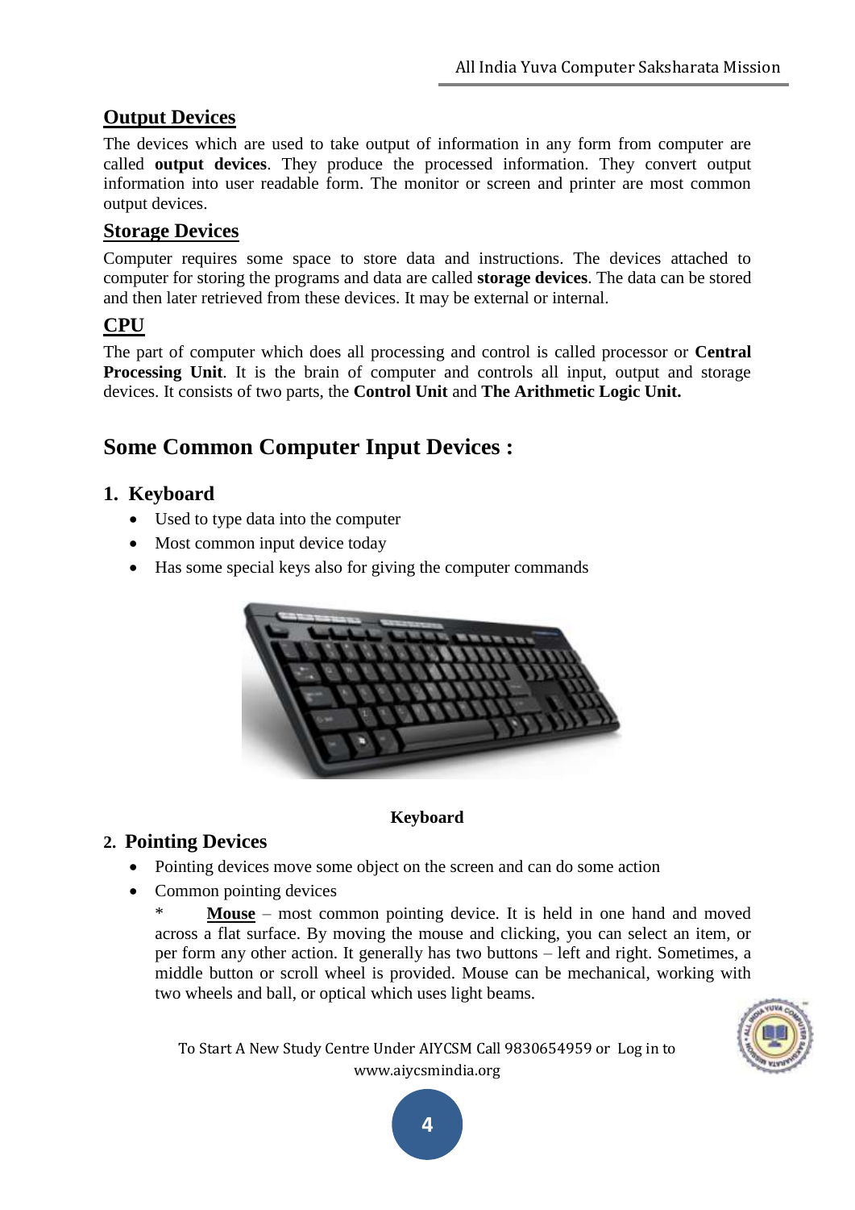## Output Devices

The devices which are used to take output of information in any form from computer are called **output devices**. They produce the processed information. They convert output information into user readable form. The monitor or screen and printer are most common output devices.

## Storage Devices

Computer requires some space to store data and instructions. The devices attached to computer for storing the programs and data are called **storage devices**. The data can be stored and then later retrieved from these devices. It may be external or internal.

## CPU

The part of computer which does all processing and control is called processor or **Central Processing Unit**. It is the brain of computer and controls all input, output and storage devices. It consists of two parts, the **Control Unit** and **The Arithmetic Logic Unit.**

# Some Common Computer Input Devices :

## 1. Keyboard

- Used to type data into the computer
- Most common input device today
- Has some special keys also for giving the computer commands

**Keyboard**

## 2. Pointing Devices

- Pointing devices move some object on the screen and can do some action
- Common pointing devices

  * **Mouse** – most common pointing device. It is held in one hand and moved across a flat surface. By moving the mouse and clicking, you can select an item, or per form any other action. It generally has two buttons – left and right. Sometimes, a middle button or scroll wheel is provided. Mouse can be mechanical, working with two wheels and ball, or optical which uses light beams.

To Start A New Study Centre Under AIYCSM Call 9830654959 or Log in to www.aiycsmindia.org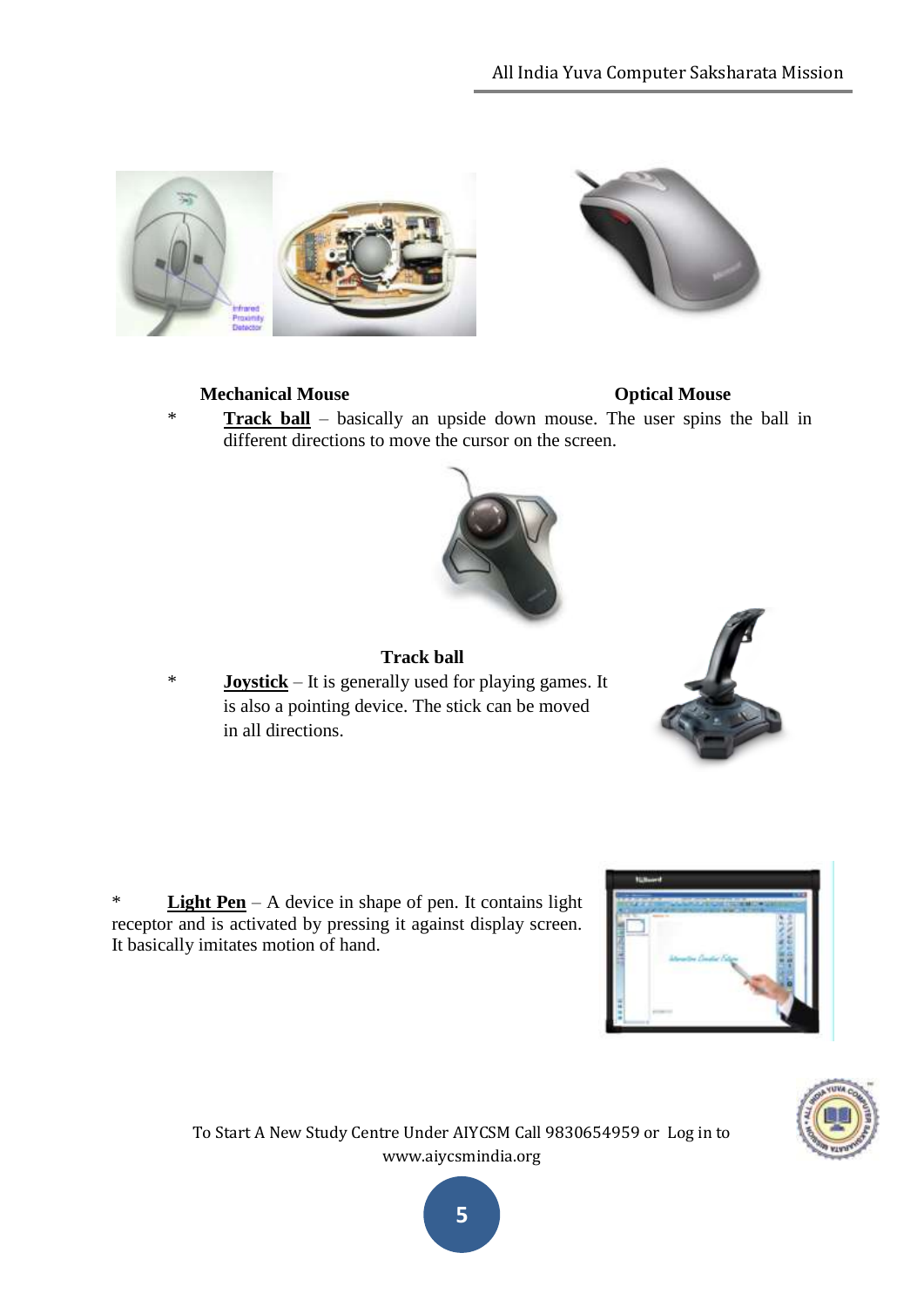**Mechanical Mouse** **Optical Mouse**

* **Track ball** – basically an upside down mouse. The user spins the ball in different directions to move the cursor on the screen.

**Track ball**

* **Joystick** – It is generally used for playing games. It is also a pointing device. The stick can be moved in all directions.

* **Light Pen** – A device in shape of pen. It contains light receptor and is activated by pressing it against display screen. It basically imitates motion of hand.

To Start A New Study Centre Under AIYCSM Call 9830654959 or Log in to www.aiycsmindia.org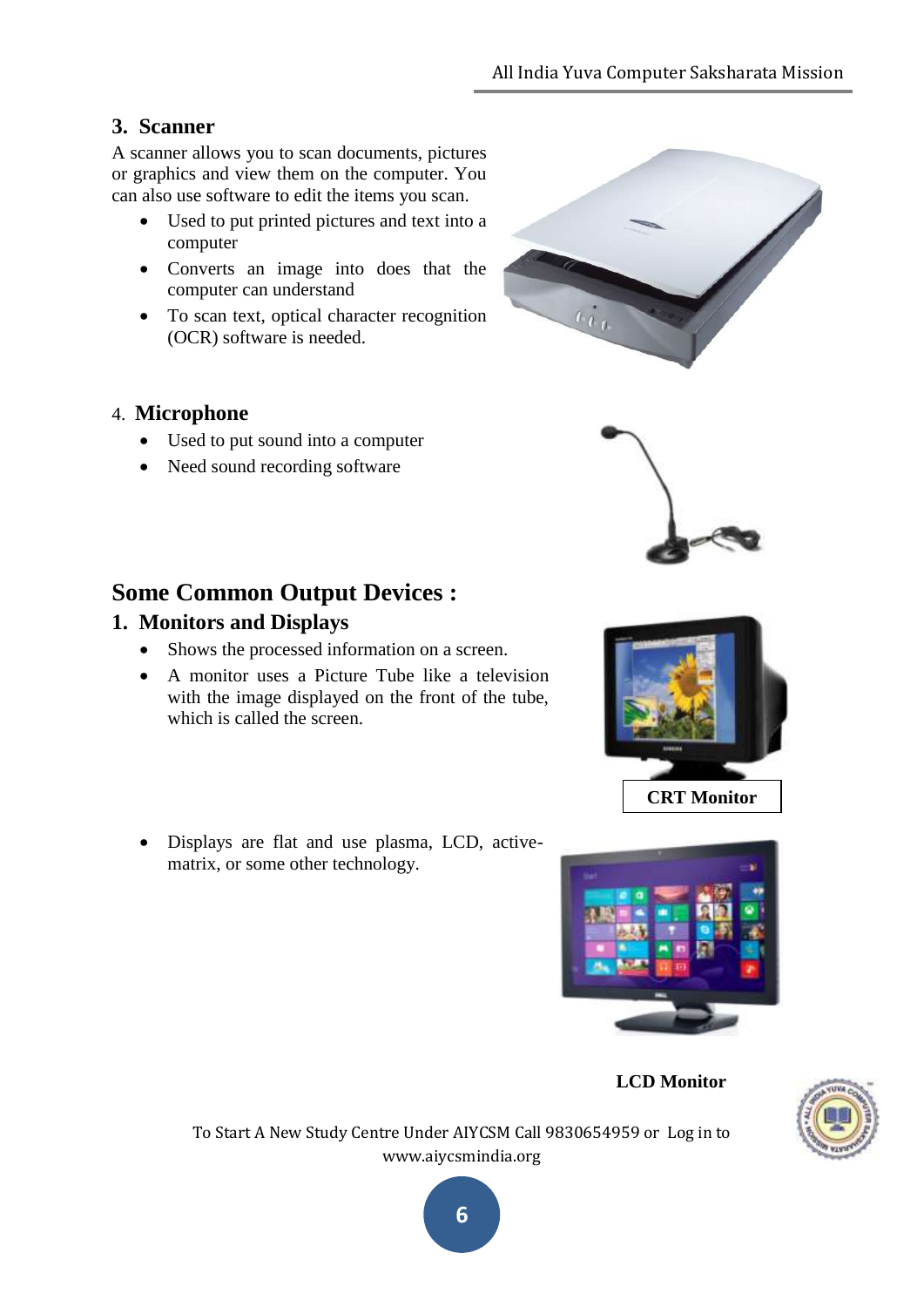## 3. Scanner

A scanner allows you to scan documents, pictures or graphics and view them on the computer. You can also use software to edit the items you scan.

- Used to put printed pictures and text into a computer
- Converts an image into does that the computer can understand
- To scan text, optical character recognition (OCR) software is needed.

## 4. Microphone

- Used to put sound into a computer
- Need sound recording software

# Some Common Output Devices :

## 1. Monitors and Displays

- Shows the processed information on a screen.
- A monitor uses a Picture Tube like a television with the image displayed on the front of the tube, which is called the screen.

**CRT Monitor**

- Displays are flat and use plasma, LCD, active-matrix, or some other technology.

**LCD Monitor**

To Start A New Study Centre Under AIYCSM Call 9830654959 or Log in to www.aiycsmindia.org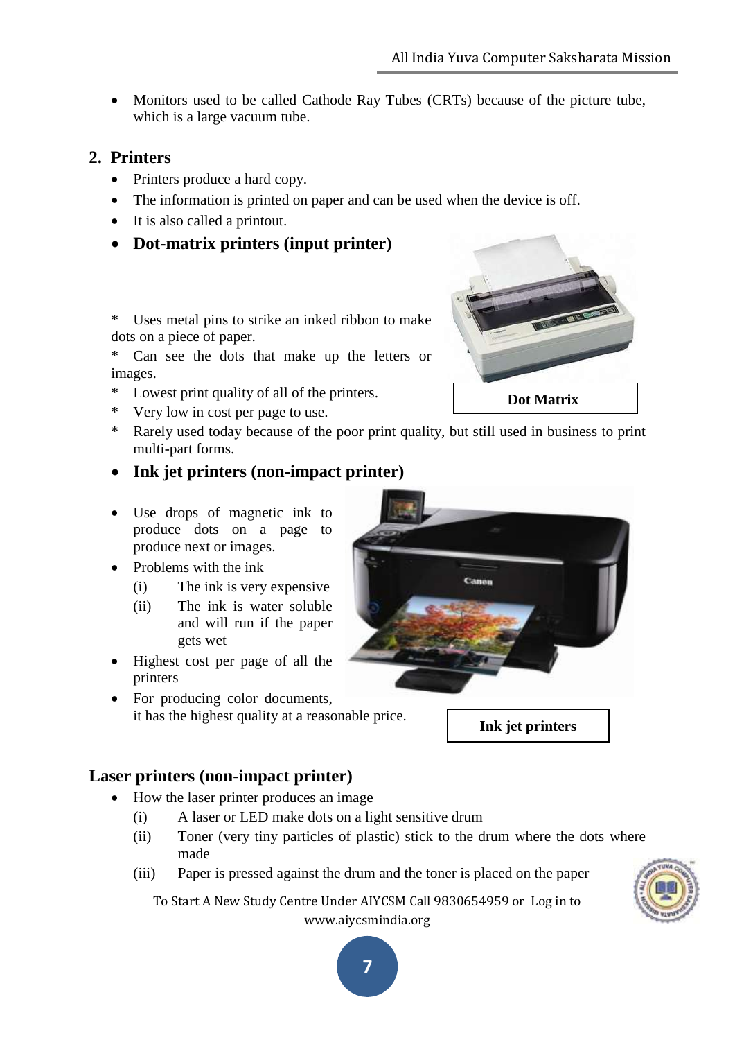- Monitors used to be called Cathode Ray Tubes (CRTs) because of the picture tube, which is a large vacuum tube.

## 2. Printers

- Printers produce a hard copy.
- The information is printed on paper and can be used when the device is off.
- It is also called a printout.
- **Dot-matrix printers (input printer)**

\* Uses metal pins to strike an inked ribbon to make dots on a piece of paper.

\* Can see the dots that make up the letters or images.

\* Lowest print quality of all of the printers.

\* Very low in cost per page to use.

\* Rarely used today because of the poor print quality, but still used in business to print multi-part forms.

**Dot Matrix**

- **Ink jet printers (non-impact printer)**

- Use drops of magnetic ink to produce dots on a page to produce next or images.
- Problems with the ink
  - (i) The ink is very expensive
  - (ii) The ink is water soluble and will run if the paper gets wet
- Highest cost per page of all the printers
- For producing color documents, it has the highest quality at a reasonable price.

**Ink jet printers**

## Laser printers (non-impact printer)

- How the laser printer produces an image
  - (i) A laser or LED make dots on a light sensitive drum
  - (ii) Toner (very tiny particles of plastic) stick to the drum where the dots where made
  - (iii) Paper is pressed against the drum and the toner is placed on the paper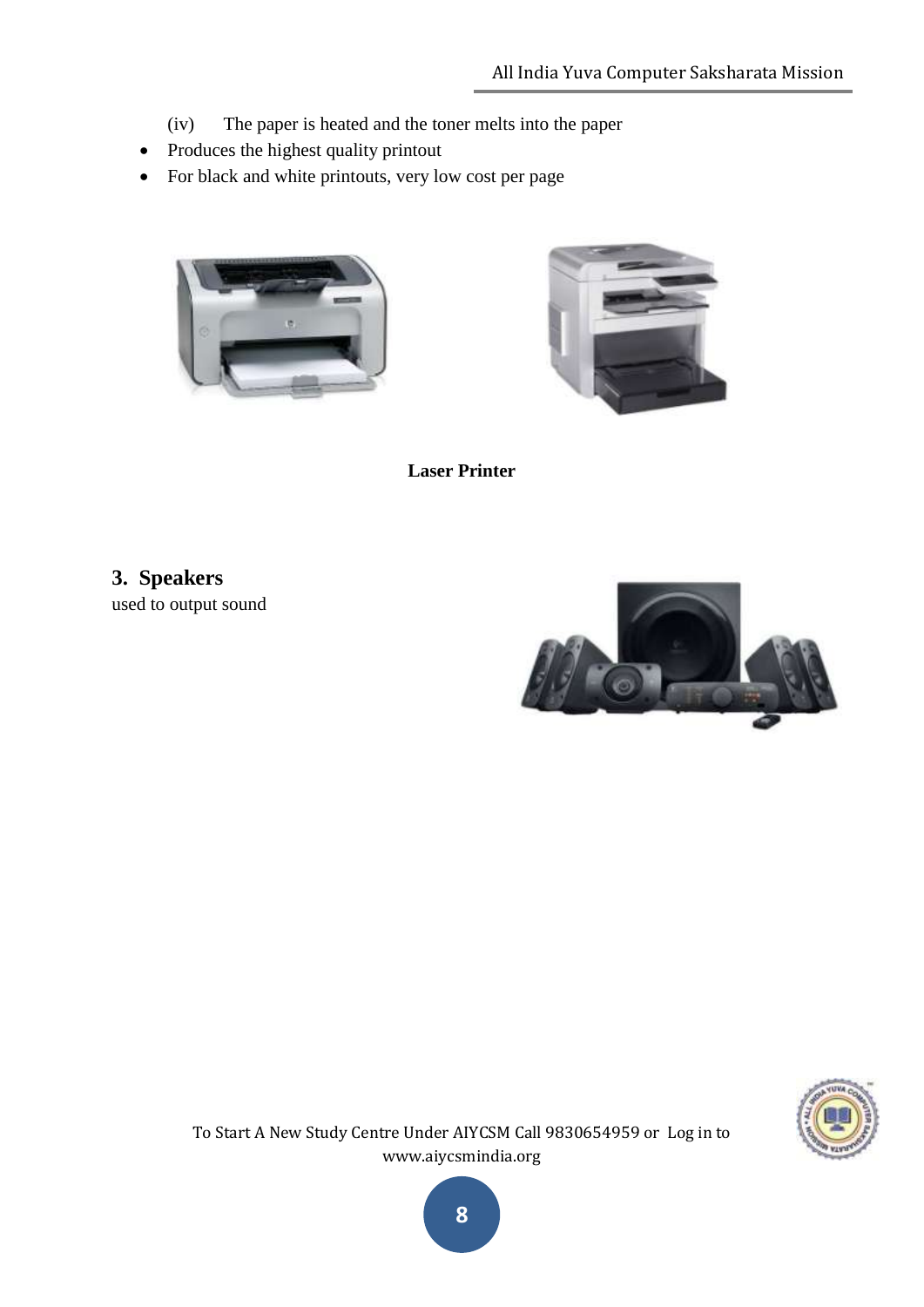(iv) The paper is heated and the toner melts into the paper

- Produces the highest quality printout
- For black and white printouts, very low cost per page

**Laser Printer**

### 3. Speakers

used to output sound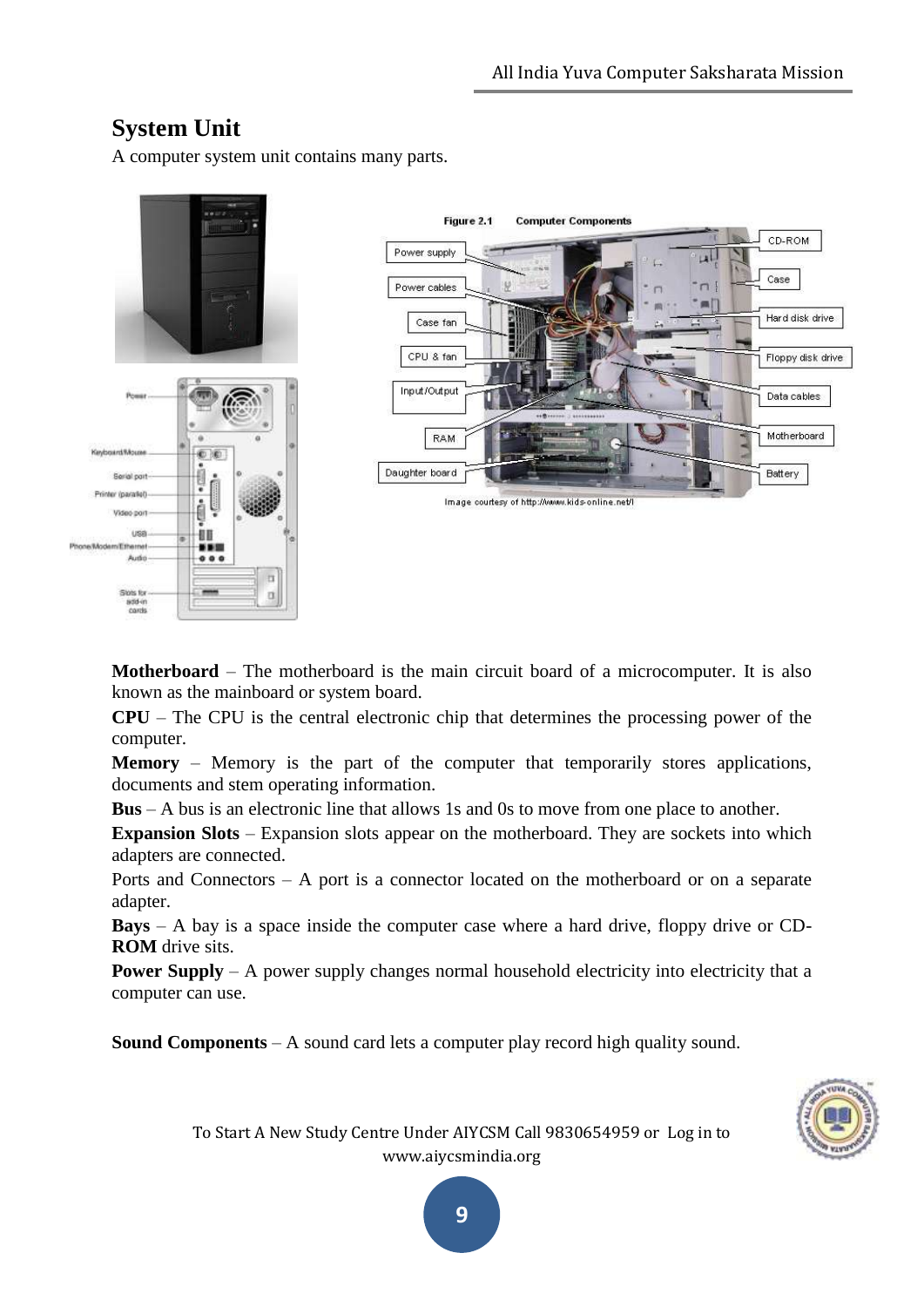## System Unit

A computer system unit contains many parts.

**Motherboard** – The motherboard is the main circuit board of a microcomputer. It is also known as the mainboard or system board.

**CPU** – The CPU is the central electronic chip that determines the processing power of the computer.

**Memory** – Memory is the part of the computer that temporarily stores applications, documents and stem operating information.

**Bus** – A bus is an electronic line that allows 1s and 0s to move from one place to another.

**Expansion Slots** – Expansion slots appear on the motherboard. They are sockets into which adapters are connected.

Ports and Connectors – A port is a connector located on the motherboard or on a separate adapter.

**Bays** – A bay is a space inside the computer case where a hard drive, floppy drive or CD-**ROM** drive sits.

**Power Supply** – A power supply changes normal household electricity into electricity that a computer can use.

**Sound Components** – A sound card lets a computer play record high quality sound.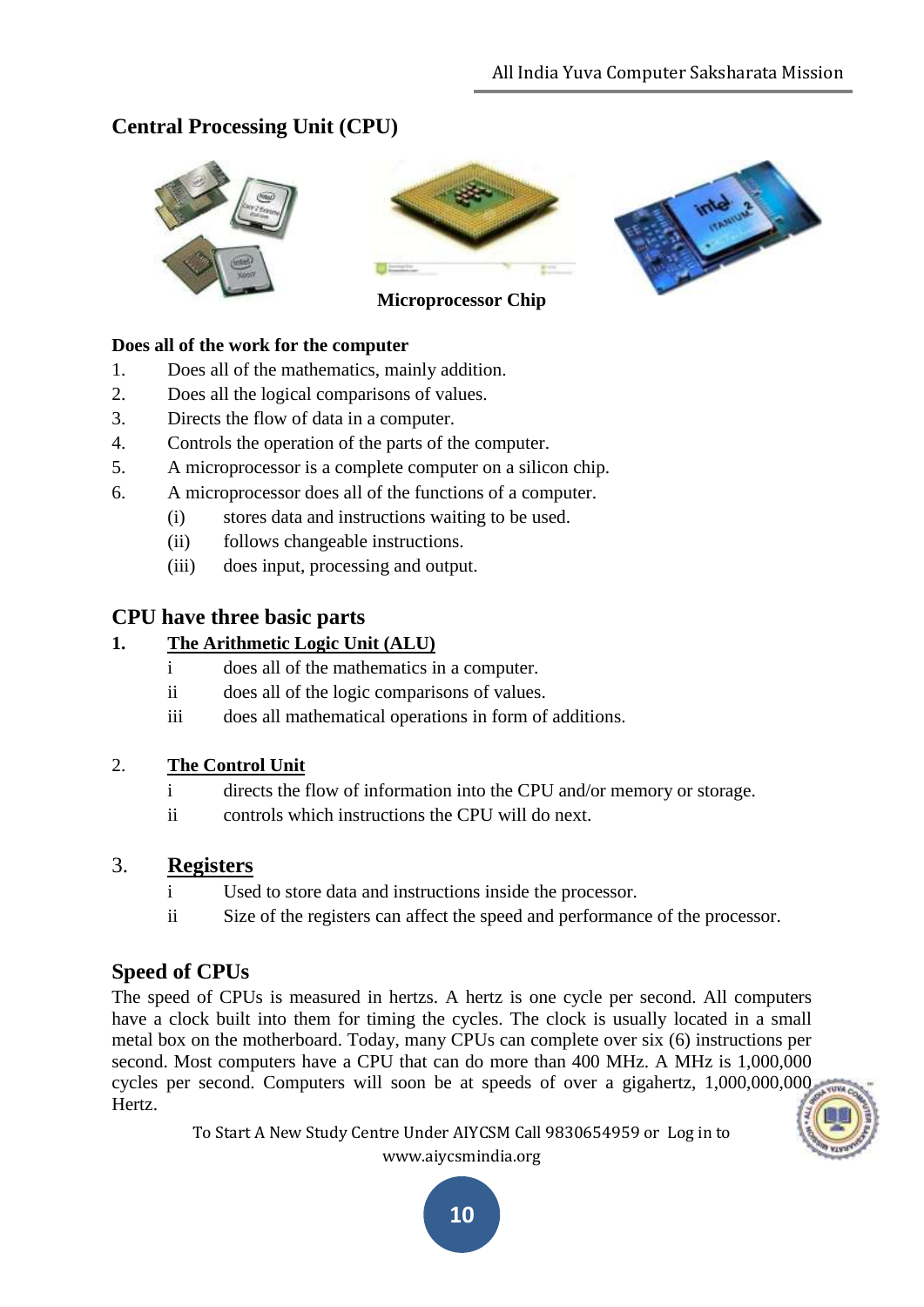## Central Processing Unit (CPU)

**Microprocessor Chip**

**Does all of the work for the computer**

1. Does all of the mathematics, mainly addition.
2. Does all the logical comparisons of values.
3. Directs the flow of data in a computer.
4. Controls the operation of the parts of the computer.
5. A microprocessor is a complete computer on a silicon chip.
6. A microprocessor does all of the functions of a computer.
   - (i) stores data and instructions waiting to be used.
   - (ii) follows changeable instructions.
   - (iii) does input, processing and output.

## CPU have three basic parts

**1. The Arithmetic Logic Unit (ALU)**

- i does all of the mathematics in a computer.
- ii does all of the logic comparisons of values.
- iii does all mathematical operations in form of additions.

2. **The Control Unit**

- i directs the flow of information into the CPU and/or memory or storage.
- ii controls which instructions the CPU will do next.

3. **Registers**

- i Used to store data and instructions inside the processor.
- ii Size of the registers can affect the speed and performance of the processor.

## Speed of CPUs

The speed of CPUs is measured in hertzs. A hertz is one cycle per second. All computers have a clock built into them for timing the cycles. The clock is usually located in a small metal box on the motherboard. Today, many CPUs can complete over six (6) instructions per second. Most computers have a CPU that can do more than 400 MHz. A MHz is 1,000,000 cycles per second. Computers will soon be at speeds of over a gigahertz, 1,000,000,000 Hertz.

To Start A New Study Centre Under AIYCSM Call 9830654959 or Log in to www.aiycsmindia.org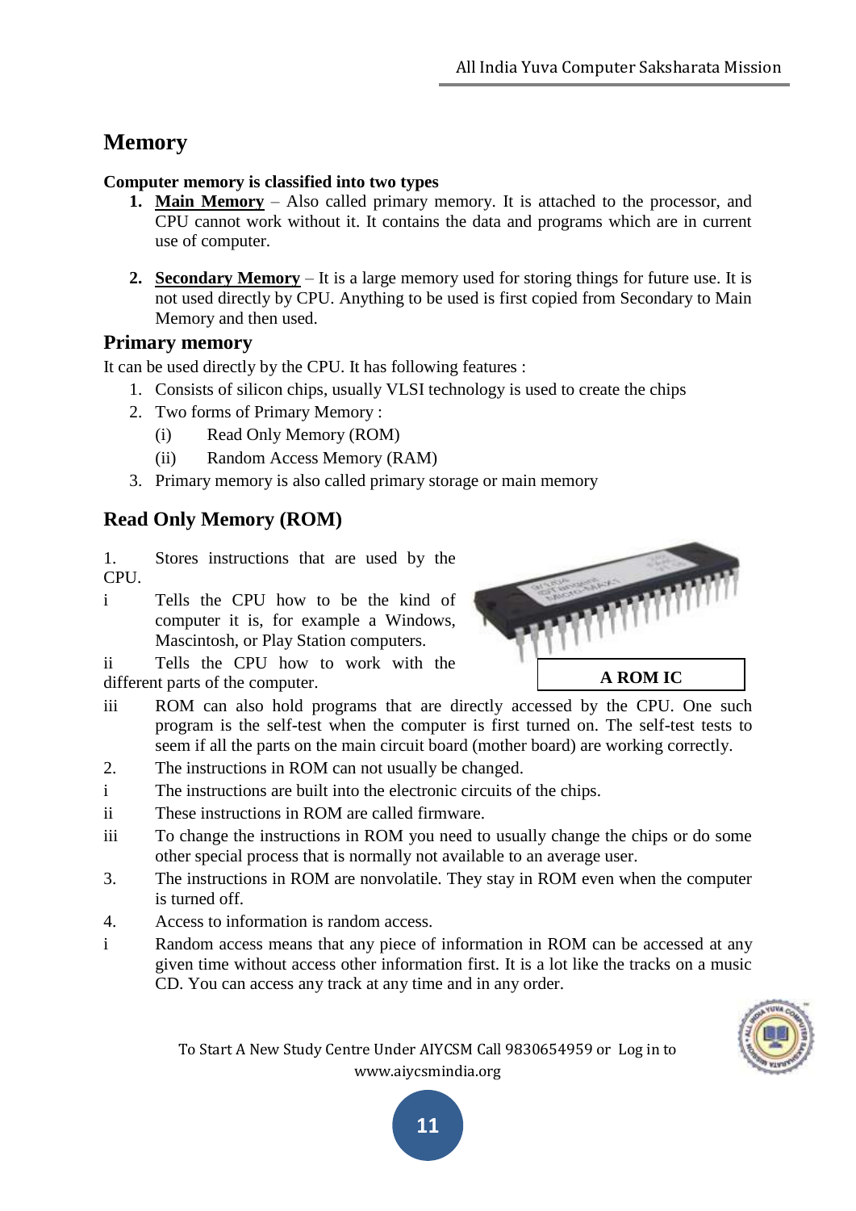## Memory

**Computer memory is classified into two types**

1. **Main Memory** – Also called primary memory. It is attached to the processor, and CPU cannot work without it. It contains the data and programs which are in current use of computer.

2. **Secondary Memory** – It is a large memory used for storing things for future use. It is not used directly by CPU. Anything to be used is first copied from Secondary to Main Memory and then used.

### Primary memory

It can be used directly by the CPU. It has following features :

1. Consists of silicon chips, usually VLSI technology is used to create the chips
2. Two forms of Primary Memory :
   - (i) Read Only Memory (ROM)
   - (ii) Random Access Memory (RAM)
3. Primary memory is also called primary storage or main memory

### Read Only Memory (ROM)

1. Stores instructions that are used by the CPU.
   - i Tells the CPU how to be the kind of computer it is, for example a Windows, Mascintosh, or Play Station computers.
   - ii Tells the CPU how to work with the different parts of the computer.
   - iii ROM can also hold programs that are directly accessed by the CPU. One such program is the self-test when the computer is first turned on. The self-test tests to seem if all the parts on the main circuit board (mother board) are working correctly.

**A ROM IC**

2. The instructions in ROM can not usually be changed.
   - i The instructions are built into the electronic circuits of the chips.
   - ii These instructions in ROM are called firmware.
   - iii To change the instructions in ROM you need to usually change the chips or do some other special process that is normally not available to an average user.
3. The instructions in ROM are nonvolatile. They stay in ROM even when the computer is turned off.
4. Access to information is random access.
   - i Random access means that any piece of information in ROM can be accessed at any given time without access other information first. It is a lot like the tracks on a music CD. You can access any track at any time and in any order.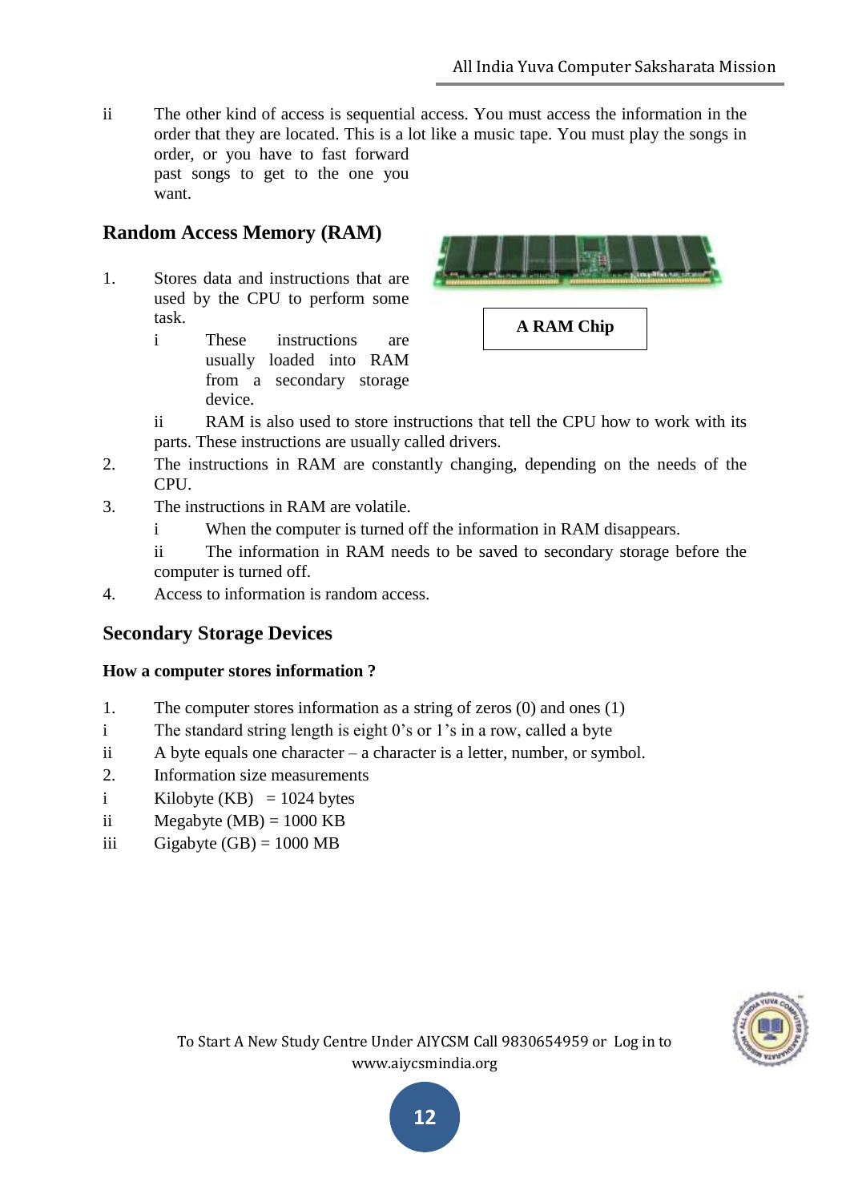ii The other kind of access is sequential access. You must access the information in the order that they are located. This is a lot like a music tape. You must play the songs in order, or you have to fast forward past songs to get to the one you want.

## Random Access Memory (RAM)

**A RAM Chip**

1. Stores data and instructions that are used by the CPU to perform some task.
   - i These instructions are usually loaded into RAM from a secondary storage device.
   - ii RAM is also used to store instructions that tell the CPU how to work with its parts. These instructions are usually called drivers.
2. The instructions in RAM are constantly changing, depending on the needs of the CPU.
3. The instructions in RAM are volatile.
   - i When the computer is turned off the information in RAM disappears.
   - ii The information in RAM needs to be saved to secondary storage before the computer is turned off.
4. Access to information is random access.

## Secondary Storage Devices

### How a computer stores information ?

1. The computer stores information as a string of zeros (0) and ones (1)

i The standard string length is eight 0's or 1's in a row, called a byte

ii A byte equals one character – a character is a letter, number, or symbol.

2. Information size measurements

i Kilobyte (KB) = 1024 bytes

ii Megabyte (MB) = 1000 KB

iii Gigabyte (GB) = 1000 MB

To Start A New Study Centre Under AIYCSM Call 9830654959 or Log in to www.aiycsmindia.org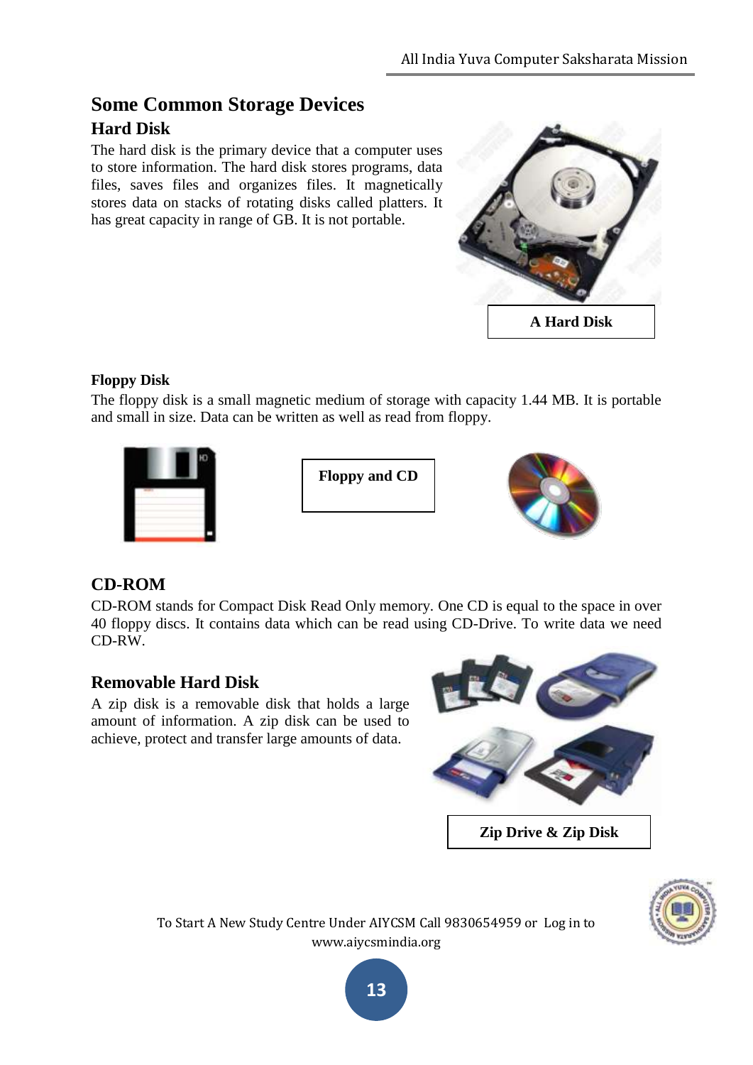## Some Common Storage Devices

### Hard Disk

The hard disk is the primary device that a computer uses to store information. The hard disk stores programs, data files, saves files and organizes files. It magnetically stores data on stacks of rotating disks called platters. It has great capacity in range of GB. It is not portable.

**A Hard Disk**

#### Floppy Disk

The floppy disk is a small magnetic medium of storage with capacity 1.44 MB. It is portable and small in size. Data can be written as well as read from floppy.

**Floppy and CD**

### CD-ROM

CD-ROM stands for Compact Disk Read Only memory. One CD is equal to the space in over 40 floppy discs. It contains data which can be read using CD-Drive. To write data we need CD-RW.

### Removable Hard Disk

A zip disk is a removable disk that holds a large amount of information. A zip disk can be used to achieve, protect and transfer large amounts of data.

**Zip Drive & Zip Disk**

To Start A New Study Centre Under AIYCSM Call 9830654959 or Log in to www.aiycsmindia.org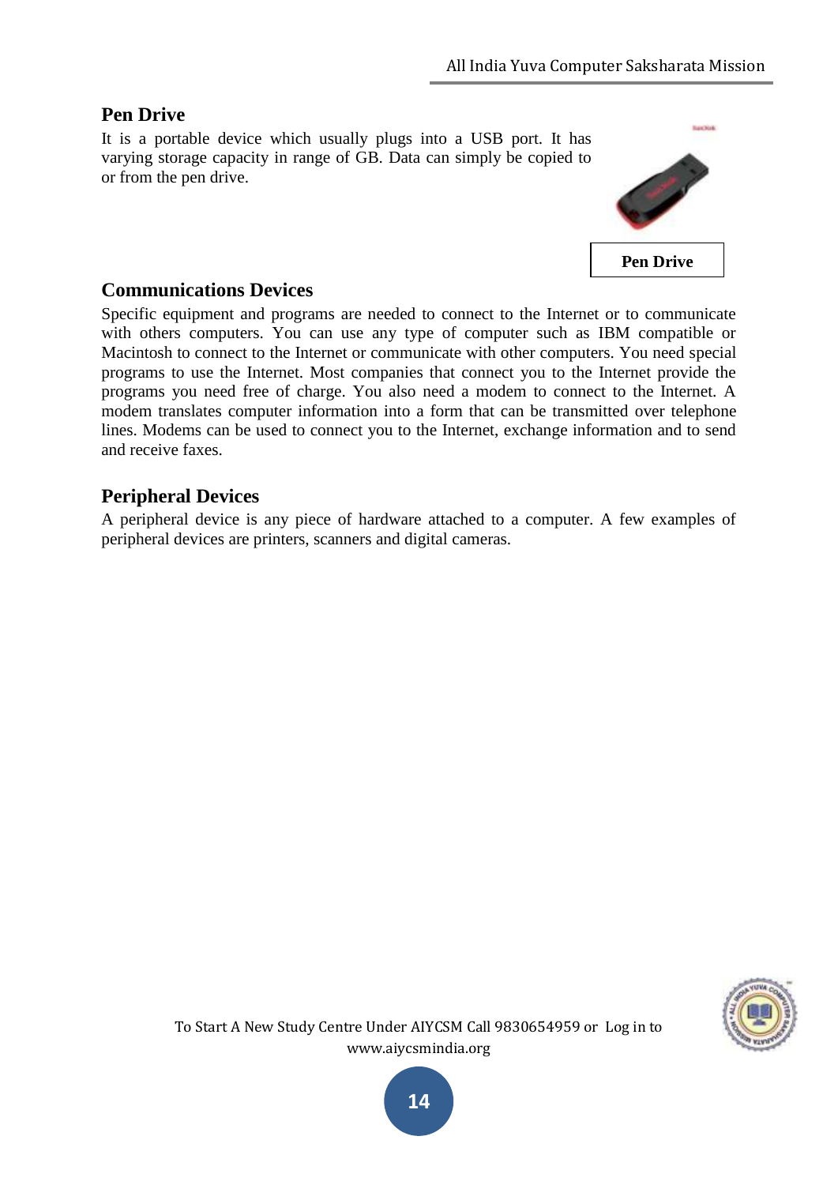## Pen Drive

It is a portable device which usually plugs into a USB port. It has varying storage capacity in range of GB. Data can simply be copied to or from the pen drive.

**Pen Drive**

## Communications Devices

Specific equipment and programs are needed to connect to the Internet or to communicate with others computers. You can use any type of computer such as IBM compatible or Macintosh to connect to the Internet or communicate with other computers. You need special programs to use the Internet. Most companies that connect you to the Internet provide the programs you need free of charge. You also need a modem to connect to the Internet. A modem translates computer information into a form that can be transmitted over telephone lines. Modems can be used to connect you to the Internet, exchange information and to send and receive faxes.

## Peripheral Devices

A peripheral device is any piece of hardware attached to a computer. A few examples of peripheral devices are printers, scanners and digital cameras.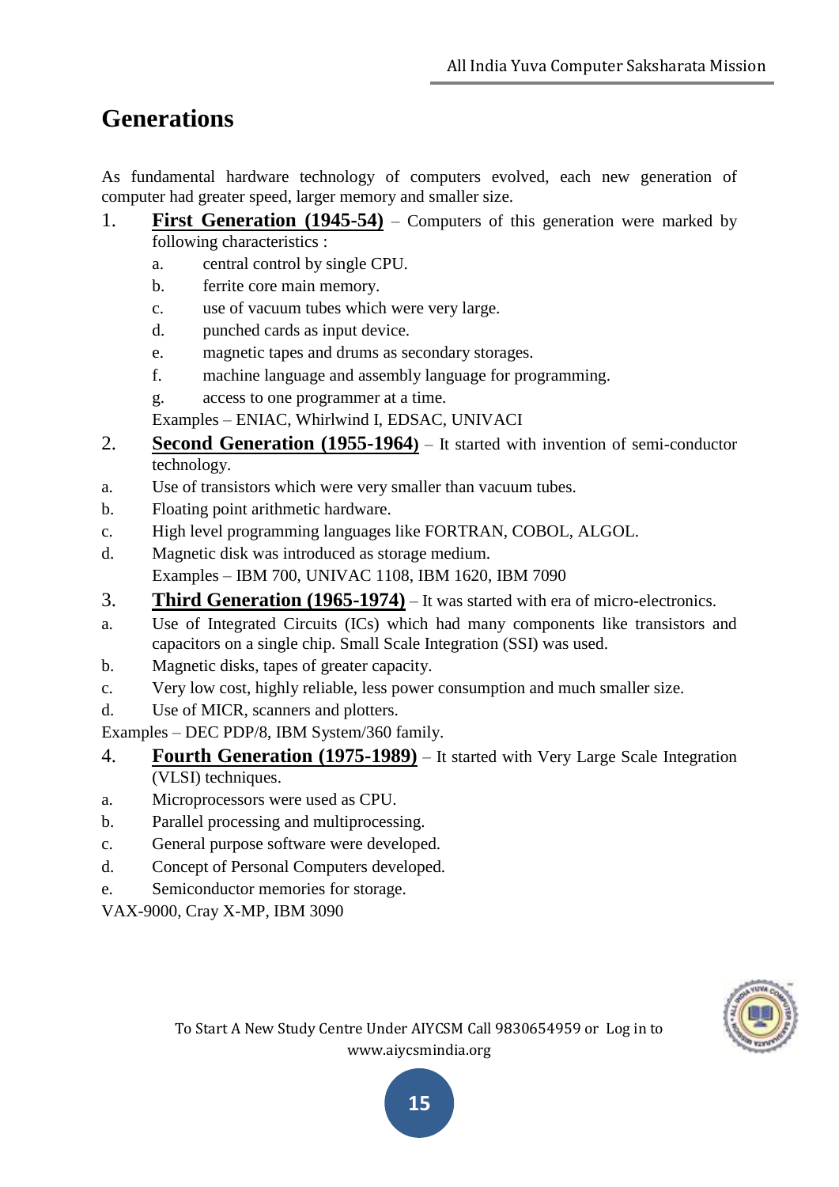# Generations

As fundamental hardware technology of computers evolved, each new generation of computer had greater speed, larger memory and smaller size.

1. **First Generation (1945-54)** – Computers of this generation were marked by following characteristics :
    a. central control by single CPU.
    b. ferrite core main memory.
    c. use of vacuum tubes which were very large.
    d. punched cards as input device.
    e. magnetic tapes and drums as secondary storages.
    f. machine language and assembly language for programming.
    g. access to one programmer at a time.

    Examples – ENIAC, Whirlwind I, EDSAC, UNIVACI

2. **Second Generation (1955-1964)** – It started with invention of semi-conductor technology.

a. Use of transistors which were very smaller than vacuum tubes.
b. Floating point arithmetic hardware.
c. High level programming languages like FORTRAN, COBOL, ALGOL.
d. Magnetic disk was introduced as storage medium.

Examples – IBM 700, UNIVAC 1108, IBM 1620, IBM 7090

3. **Third Generation (1965-1974)** – It was started with era of micro-electronics.

a. Use of Integrated Circuits (ICs) which had many components like transistors and capacitors on a single chip. Small Scale Integration (SSI) was used.
b. Magnetic disks, tapes of greater capacity.
c. Very low cost, highly reliable, less power consumption and much smaller size.
d. Use of MICR, scanners and plotters.

Examples – DEC PDP/8, IBM System/360 family.

4. **Fourth Generation (1975-1989)** – It started with Very Large Scale Integration (VLSI) techniques.

a. Microprocessors were used as CPU.
b. Parallel processing and multiprocessing.
c. General purpose software were developed.
d. Concept of Personal Computers developed.
e. Semiconductor memories for storage.

VAX-9000, Cray X-MP, IBM 3090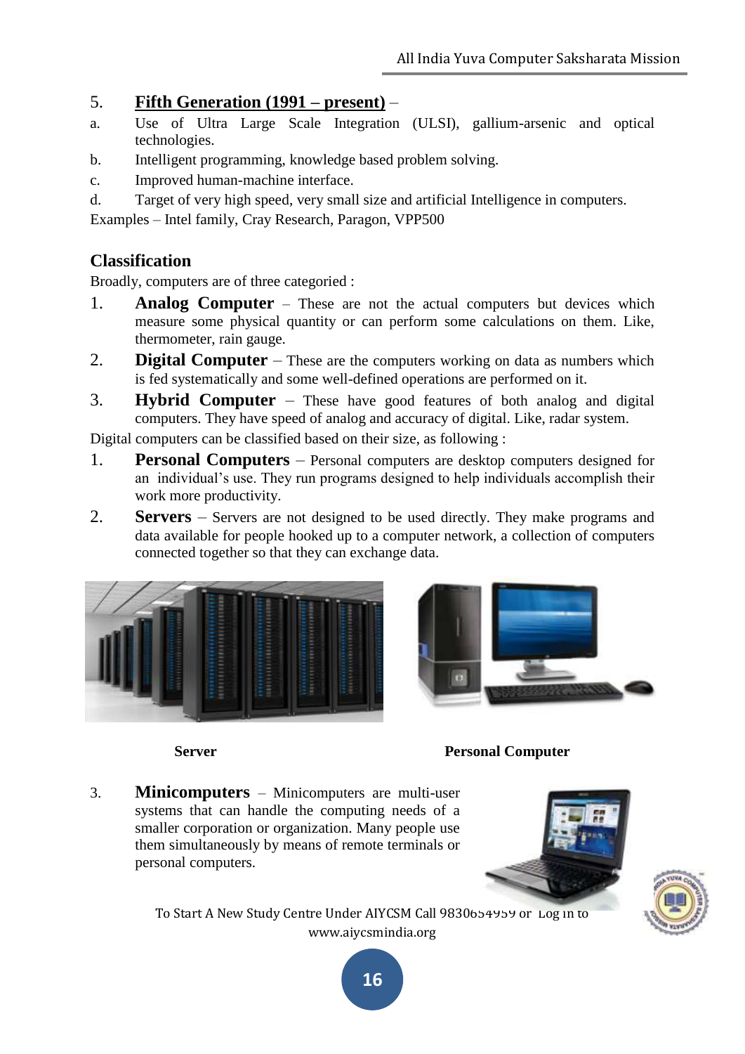5. **Fifth Generation (1991 – present)** –

a. Use of Ultra Large Scale Integration (ULSI), gallium-arsenic and optical technologies.

b. Intelligent programming, knowledge based problem solving.

c. Improved human-machine interface.

d. Target of very high speed, very small size and artificial Intelligence in computers.

Examples – Intel family, Cray Research, Paragon, VPP500

## Classification

Broadly, computers are of three categoried :

1. **Analog Computer** – These are not the actual computers but devices which measure some physical quantity or can perform some calculations on them. Like, thermometer, rain gauge.
2. **Digital Computer** – These are the computers working on data as numbers which is fed systematically and some well-defined operations are performed on it.
3. **Hybrid Computer** – These have good features of both analog and digital computers. They have speed of analog and accuracy of digital. Like, radar system.

Digital computers can be classified based on their size, as following :

1. **Personal Computers** – Personal computers are desktop computers designed for an individual's use. They run programs designed to help individuals accomplish their work more productivity.
2. **Servers** – Servers are not designed to be used directly. They make programs and data available for people hooked up to a computer network, a collection of computers connected together so that they can exchange data.

**Server** **Personal Computer**

3. **Minicomputers** – Minicomputers are multi-user systems that can handle the computing needs of a smaller corporation or organization. Many people use them simultaneously by means of remote terminals or personal computers.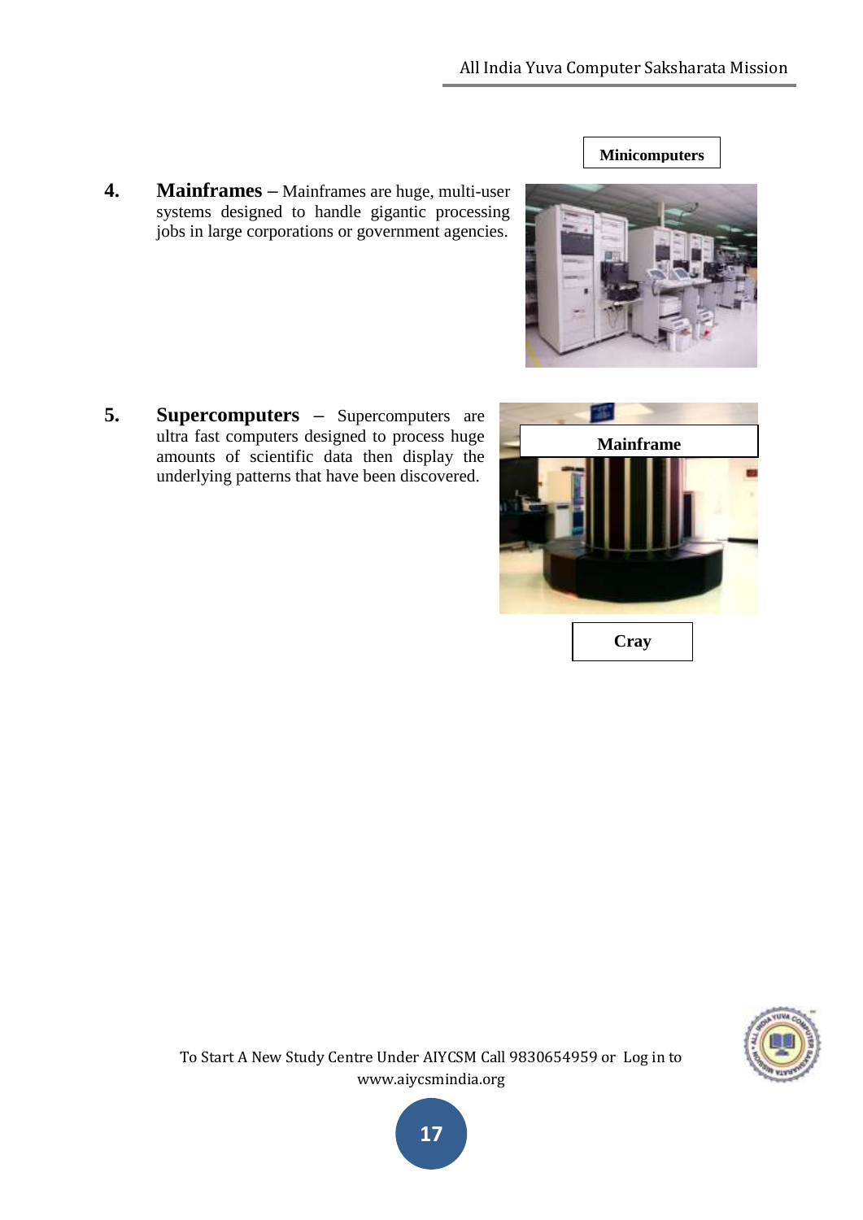Minicomputers

4. **Mainframes –** Mainframes are huge, multi-user systems designed to handle gigantic processing jobs in large corporations or government agencies.

Mainframe

5. **Supercomputers –** Supercomputers are ultra fast computers designed to process huge amounts of scientific data then display the underlying patterns that have been discovered.

Cray

To Start A New Study Centre Under AIYCSM Call 9830654959 or Log in to www.aiycsmindia.org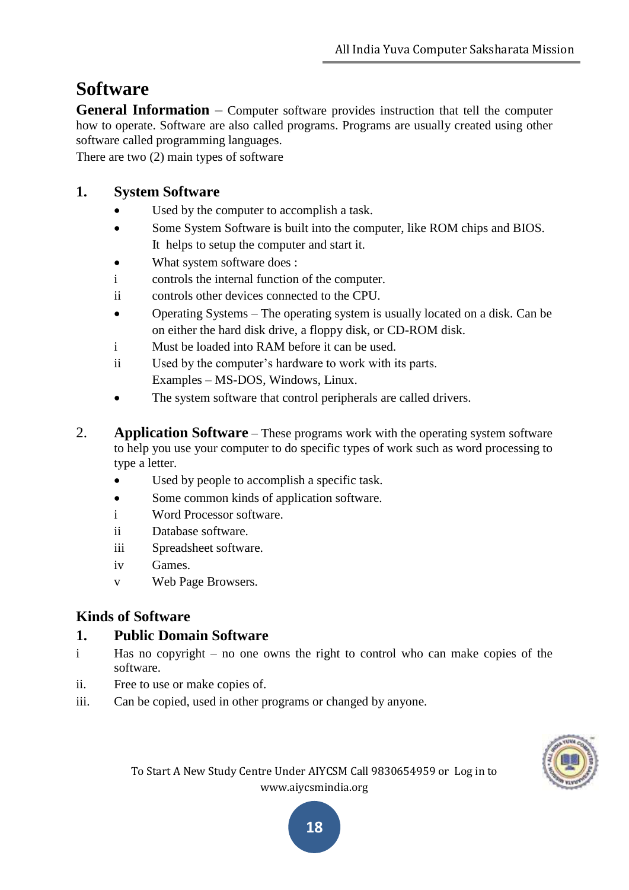# Software

**General Information** – Computer software provides instruction that tell the computer how to operate. Software are also called programs. Programs are usually created using other software called programming languages.

There are two (2) main types of software

## 1. System Software

- Used by the computer to accomplish a task.
- Some System Software is built into the computer, like ROM chips and BIOS. It helps to setup the computer and start it.
- What system software does :
  - i controls the internal function of the computer.
  - ii controls other devices connected to the CPU.
- Operating Systems – The operating system is usually located on a disk. Can be on either the hard disk drive, a floppy disk, or CD-ROM disk.
  - i Must be loaded into RAM before it can be used.
  - ii Used by the computer's hardware to work with its parts.

    Examples – MS-DOS, Windows, Linux.
- The system software that control peripherals are called drivers.

## 2. Application Software

**Application Software** – These programs work with the operating system software to help you use your computer to do specific types of work such as word processing to type a letter.

- Used by people to accomplish a specific task.
- Some common kinds of application software.
  - i Word Processor software.
  - ii Database software.
  - iii Spreadsheet software.
  - iv Games.
  - v Web Page Browsers.

## Kinds of Software

### 1. Public Domain Software

i Has no copyright – no one owns the right to control who can make copies of the software.

ii. Free to use or make copies of.

iii. Can be copied, used in other programs or changed by anyone.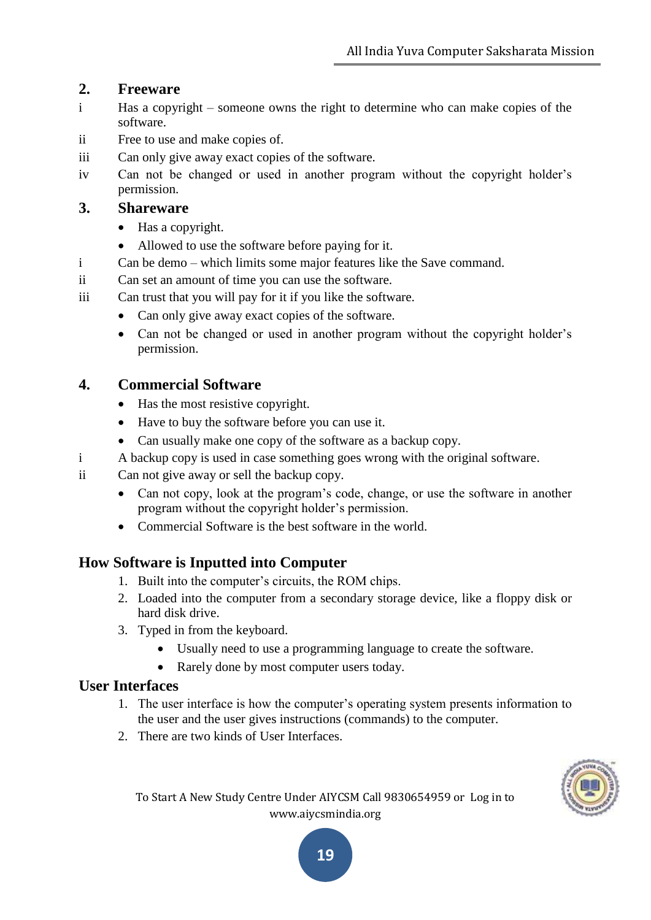## 2. Freeware

i. Has a copyright – someone owns the right to determine who can make copies of the software.

ii. Free to use and make copies of.

iii. Can only give away exact copies of the software.

iv. Can not be changed or used in another program without the copyright holder's permission.

## 3. Shareware

- Has a copyright.
- Allowed to use the software before paying for it.

i. Can be demo – which limits some major features like the Save command.

ii. Can set an amount of time you can use the software.

iii. Can trust that you will pay for it if you like the software.

- Can only give away exact copies of the software.
- Can not be changed or used in another program without the copyright holder's permission.

## 4. Commercial Software

- Has the most resistive copyright.
- Have to buy the software before you can use it.
- Can usually make one copy of the software as a backup copy.

i. A backup copy is used in case something goes wrong with the original software.

ii. Can not give away or sell the backup copy.

- Can not copy, look at the program's code, change, or use the software in another program without the copyright holder's permission.
- Commercial Software is the best software in the world.

## How Software is Inputted into Computer

1. Built into the computer's circuits, the ROM chips.
2. Loaded into the computer from a secondary storage device, like a floppy disk or hard disk drive.
3. Typed in from the keyboard.
   - Usually need to use a programming language to create the software.
   - Rarely done by most computer users today.

## User Interfaces

1. The user interface is how the computer's operating system presents information to the user and the user gives instructions (commands) to the computer.
2. There are two kinds of User Interfaces.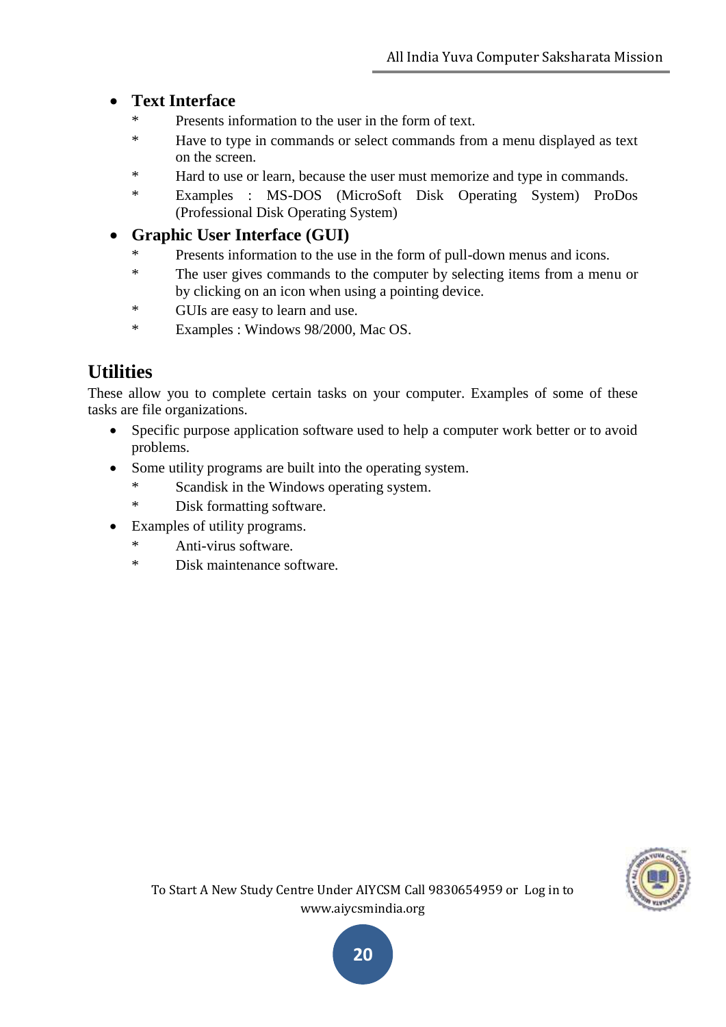- **Text Interface**
  - Presents information to the user in the form of text.
  - Have to type in commands or select commands from a menu displayed as text on the screen.
  - Hard to use or learn, because the user must memorize and type in commands.
  - Examples : MS-DOS (MicroSoft Disk Operating System) ProDos (Professional Disk Operating System)
- **Graphic User Interface (GUI)**
  - Presents information to the use in the form of pull-down menus and icons.
  - The user gives commands to the computer by selecting items from a menu or by clicking on an icon when using a pointing device.
  - GUIs are easy to learn and use.
  - Examples : Windows 98/2000, Mac OS.

## Utilities

These allow you to complete certain tasks on your computer. Examples of some of these tasks are file organizations.

- Specific purpose application software used to help a computer work better or to avoid problems.
- Some utility programs are built into the operating system.
  - Scandisk in the Windows operating system.
  - Disk formatting software.
- Examples of utility programs.
  - Anti-virus software.
  - Disk maintenance software.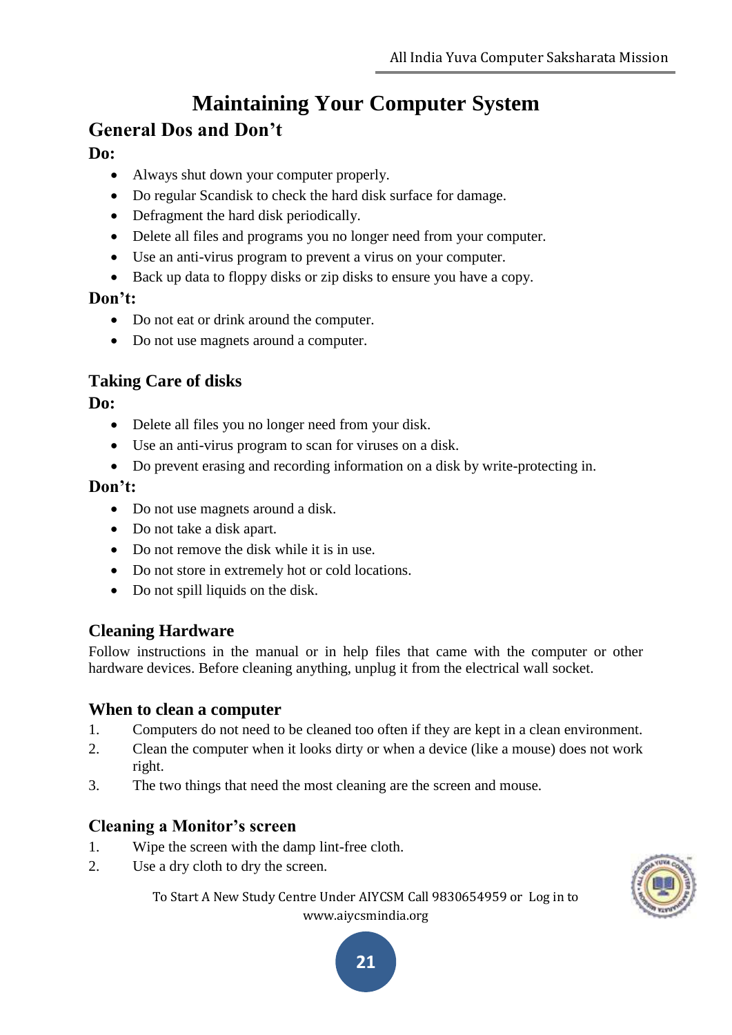# Maintaining Your Computer System

## General Dos and Don't

**Do:**

- Always shut down your computer properly.
- Do regular Scandisk to check the hard disk surface for damage.
- Defragment the hard disk periodically.
- Delete all files and programs you no longer need from your computer.
- Use an anti-virus program to prevent a virus on your computer.
- Back up data to floppy disks or zip disks to ensure you have a copy.

**Don't:**

- Do not eat or drink around the computer.
- Do not use magnets around a computer.

### Taking Care of disks

**Do:**

- Delete all files you no longer need from your disk.
- Use an anti-virus program to scan for viruses on a disk.
- Do prevent erasing and recording information on a disk by write-protecting in.

**Don't:**

- Do not use magnets around a disk.
- Do not take a disk apart.
- Do not remove the disk while it is in use.
- Do not store in extremely hot or cold locations.
- Do not spill liquids on the disk.

### Cleaning Hardware

Follow instructions in the manual or in help files that came with the computer or other hardware devices. Before cleaning anything, unplug it from the electrical wall socket.

### When to clean a computer

1. Computers do not need to be cleaned too often if they are kept in a clean environment.
2. Clean the computer when it looks dirty or when a device (like a mouse) does not work right.
3. The two things that need the most cleaning are the screen and mouse.

### Cleaning a Monitor's screen

1. Wipe the screen with the damp lint-free cloth.
2. Use a dry cloth to dry the screen.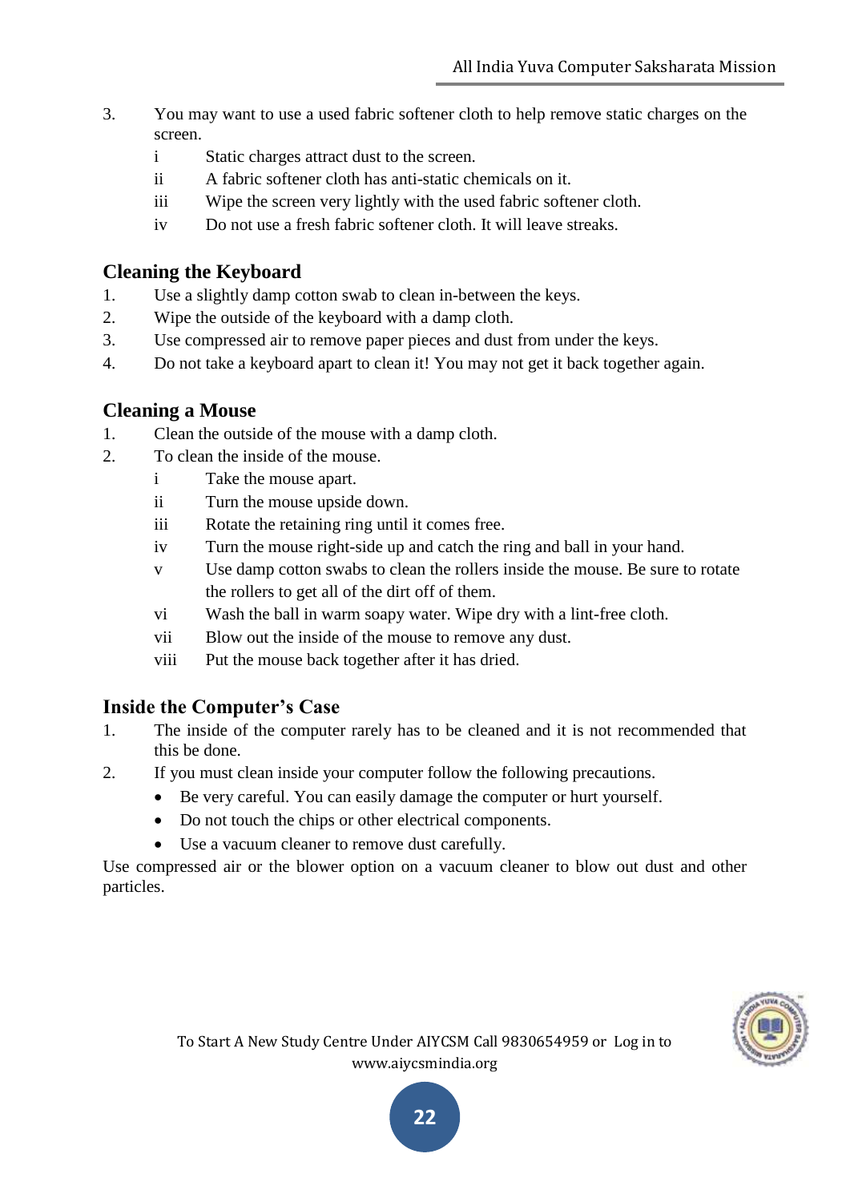3. You may want to use a used fabric softener cloth to help remove static charges on the screen.
   - i Static charges attract dust to the screen.
   - ii A fabric softener cloth has anti-static chemicals on it.
   - iii Wipe the screen very lightly with the used fabric softener cloth.
   - iv Do not use a fresh fabric softener cloth. It will leave streaks.

## Cleaning the Keyboard

1. Use a slightly damp cotton swab to clean in-between the keys.
2. Wipe the outside of the keyboard with a damp cloth.
3. Use compressed air to remove paper pieces and dust from under the keys.
4. Do not take a keyboard apart to clean it! You may not get it back together again.

## Cleaning a Mouse

1. Clean the outside of the mouse with a damp cloth.
2. To clean the inside of the mouse.
   - i Take the mouse apart.
   - ii Turn the mouse upside down.
   - iii Rotate the retaining ring until it comes free.
   - iv Turn the mouse right-side up and catch the ring and ball in your hand.
   - v Use damp cotton swabs to clean the rollers inside the mouse. Be sure to rotate the rollers to get all of the dirt off of them.
   - vi Wash the ball in warm soapy water. Wipe dry with a lint-free cloth.
   - vii Blow out the inside of the mouse to remove any dust.
   - viii Put the mouse back together after it has dried.

## Inside the Computer's Case

1. The inside of the computer rarely has to be cleaned and it is not recommended that this be done.
2. If you must clean inside your computer follow the following precautions.
   - Be very careful. You can easily damage the computer or hurt yourself.
   - Do not touch the chips or other electrical components.
   - Use a vacuum cleaner to remove dust carefully.

Use compressed air or the blower option on a vacuum cleaner to blow out dust and other particles.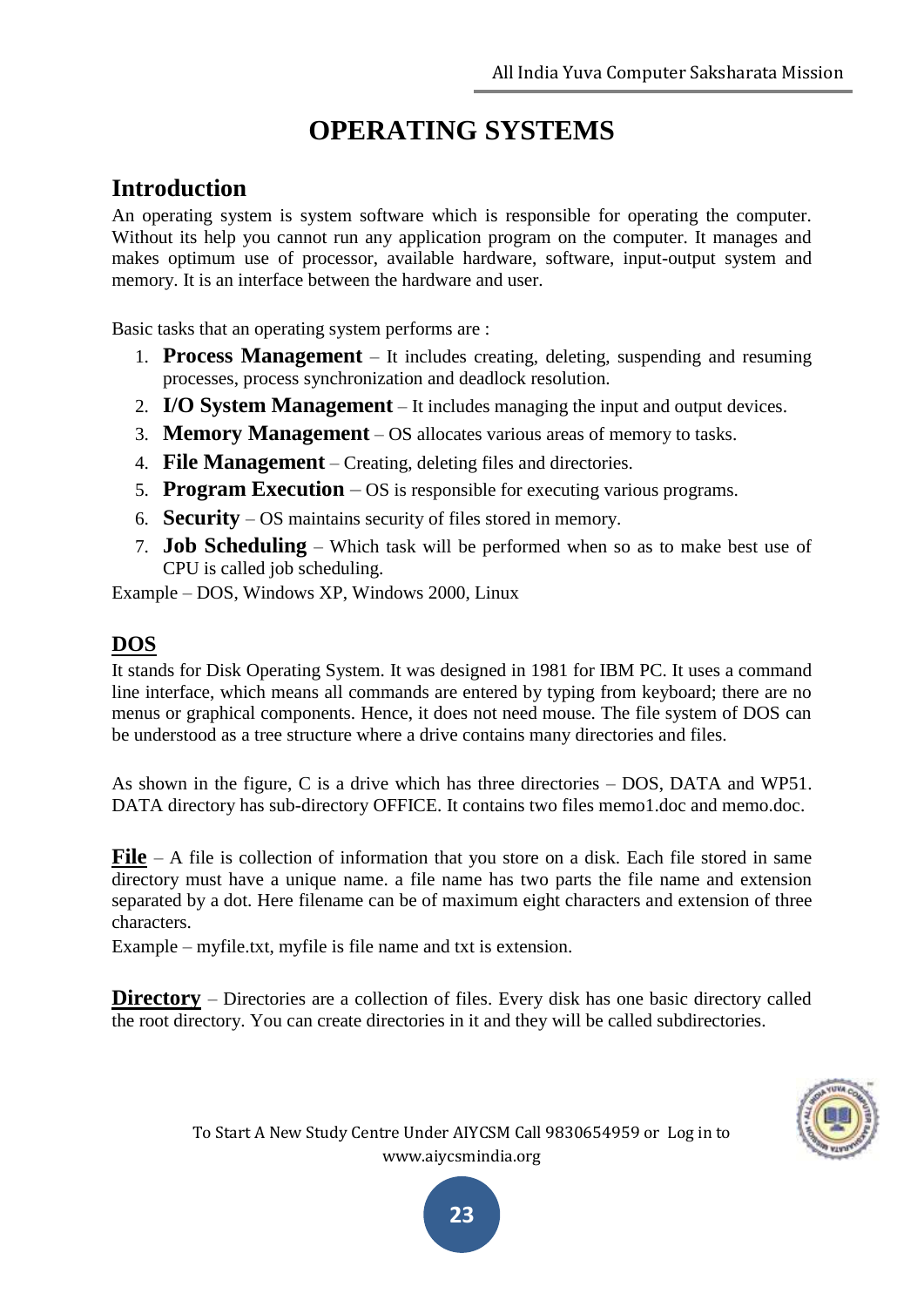# OPERATING SYSTEMS

## Introduction

An operating system is system software which is responsible for operating the computer. Without its help you cannot run any application program on the computer. It manages and makes optimum use of processor, available hardware, software, input-output system and memory. It is an interface between the hardware and user.

Basic tasks that an operating system performs are :

1. **Process Management** – It includes creating, deleting, suspending and resuming processes, process synchronization and deadlock resolution.
2. **I/O System Management** – It includes managing the input and output devices.
3. **Memory Management** – OS allocates various areas of memory to tasks.
4. **File Management** – Creating, deleting files and directories.
5. **Program Execution** – OS is responsible for executing various programs.
6. **Security** – OS maintains security of files stored in memory.
7. **Job Scheduling** – Which task will be performed when so as to make best use of CPU is called job scheduling.

Example – DOS, Windows XP, Windows 2000, Linux

## DOS

It stands for Disk Operating System. It was designed in 1981 for IBM PC. It uses a command line interface, which means all commands are entered by typing from keyboard; there are no menus or graphical components. Hence, it does not need mouse. The file system of DOS can be understood as a tree structure where a drive contains many directories and files.

As shown in the figure, C is a drive which has three directories – DOS, DATA and WP51. DATA directory has sub-directory OFFICE. It contains two files memo1.doc and memo.doc.

**File** – A file is collection of information that you store on a disk. Each file stored in same directory must have a unique name. a file name has two parts the file name and extension separated by a dot. Here filename can be of maximum eight characters and extension of three characters.

Example – myfile.txt, myfile is file name and txt is extension.

**Directory** – Directories are a collection of files. Every disk has one basic directory called the root directory. You can create directories in it and they will be called subdirectories.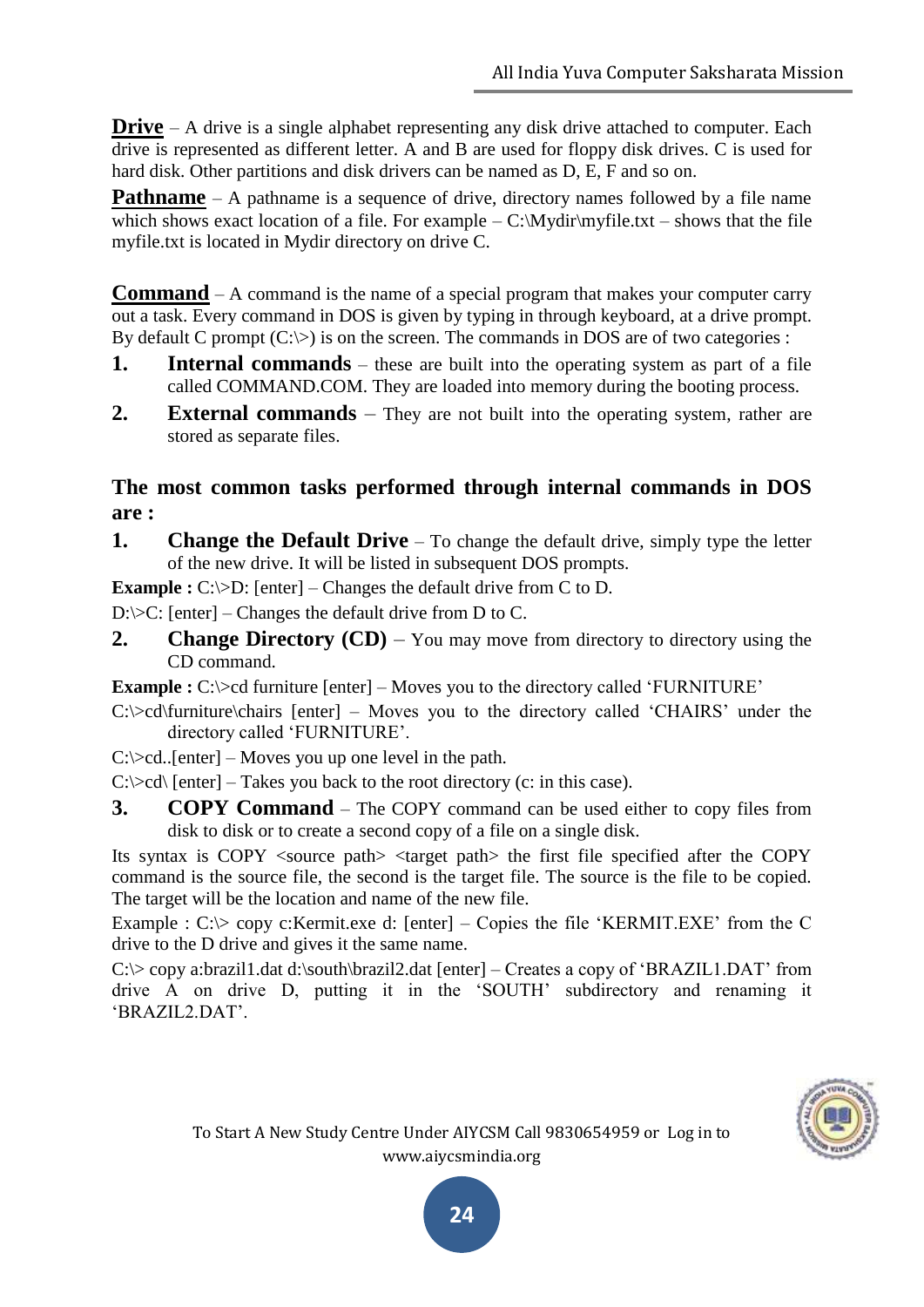**Drive** – A drive is a single alphabet representing any disk drive attached to computer. Each drive is represented as different letter. A and B are used for floppy disk drives. C is used for hard disk. Other partitions and disk drivers can be named as D, E, F and so on.

**Pathname** – A pathname is a sequence of drive, directory names followed by a file name which shows exact location of a file. For example – C:\Mydir\myfile.txt – shows that the file myfile.txt is located in Mydir directory on drive C.

**Command** – A command is the name of a special program that makes your computer carry out a task. Every command in DOS is given by typing in through keyboard, at a drive prompt. By default C prompt (C:\>) is on the screen. The commands in DOS are of two categories :

1. **Internal commands** – these are built into the operating system as part of a file called COMMAND.COM. They are loaded into memory during the booting process.
2. **External commands** – They are not built into the operating system, rather are stored as separate files.

### The most common tasks performed through internal commands in DOS are :

1. **Change the Default Drive** – To change the default drive, simply type the letter of the new drive. It will be listed in subsequent DOS prompts.

**Example :** C:\>D: [enter] – Changes the default drive from C to D.

D:\>C: [enter] – Changes the default drive from D to C.

2. **Change Directory (CD)** – You may move from directory to directory using the CD command.

**Example :** C:\>cd furniture [enter] – Moves you to the directory called 'FURNITURE'

C:\>cd\furniture\chairs [enter] – Moves you to the directory called 'CHAIRS' under the directory called 'FURNITURE'.

C:\>cd..[enter] – Moves you up one level in the path.

C:\>cd\ [enter] – Takes you back to the root directory (c: in this case).

3. **COPY Command** – The COPY command can be used either to copy files from disk to disk or to create a second copy of a file on a single disk.

Its syntax is COPY <source path> <target path> the first file specified after the COPY command is the source file, the second is the target file. The source is the file to be copied. The target will be the location and name of the new file.

Example : C:\> copy c:Kermit.exe d: [enter] – Copies the file 'KERMIT.EXE' from the C drive to the D drive and gives it the same name.

C:\> copy a:brazil1.dat d:\south\brazil2.dat [enter] – Creates a copy of 'BRAZIL1.DAT' from drive A on drive D, putting it in the 'SOUTH' subdirectory and renaming it 'BRAZIL2.DAT'.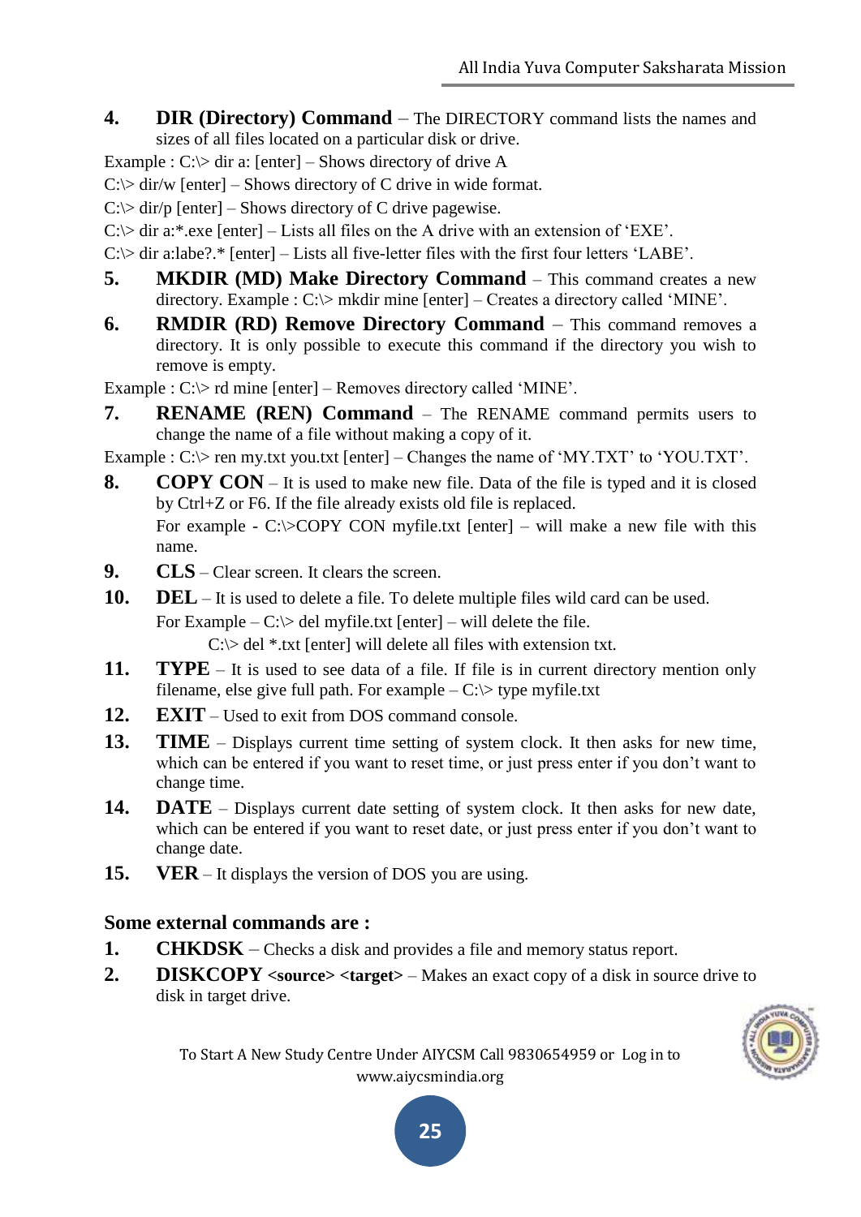4. **DIR (Directory) Command** – The DIRECTORY command lists the names and sizes of all files located on a particular disk or drive.

Example : C:\> dir a: [enter] – Shows directory of drive A

C:\> dir/w [enter] – Shows directory of C drive in wide format.

C:\> dir/p [enter] – Shows directory of C drive pagewise.

C:\> dir a:*.exe [enter] – Lists all files on the A drive with an extension of 'EXE'.

C:\> dir a:labe?.* [enter] – Lists all five-letter files with the first four letters 'LABE'.

5. **MKDIR (MD) Make Directory Command** – This command creates a new directory. Example : C:\> mkdir mine [enter] – Creates a directory called 'MINE'.

6. **RMDIR (RD) Remove Directory Command** – This command removes a directory. It is only possible to execute this command if the directory you wish to remove is empty.

Example : C:\> rd mine [enter] – Removes directory called 'MINE'.

7. **RENAME (REN) Command** – The RENAME command permits users to change the name of a file without making a copy of it.

Example : C:\> ren my.txt you.txt [enter] – Changes the name of 'MY.TXT' to 'YOU.TXT'.

8. **COPY CON** – It is used to make new file. Data of the file is typed and it is closed by Ctrl+Z or F6. If the file already exists old file is replaced.
   For example - C:\>COPY CON myfile.txt [enter] – will make a new file with this name.

9. **CLS** – Clear screen. It clears the screen.

10. **DEL** – It is used to delete a file. To delete multiple files wild card can be used.
    For Example – C:\> del myfile.txt [enter] – will delete the file.
    C:\> del *.txt [enter] will delete all files with extension txt.

11. **TYPE** – It is used to see data of a file. If file is in current directory mention only filename, else give full path. For example – C:\> type myfile.txt

12. **EXIT** – Used to exit from DOS command console.

13. **TIME** – Displays current time setting of system clock. It then asks for new time, which can be entered if you want to reset time, or just press enter if you don't want to change time.

14. **DATE** – Displays current date setting of system clock. It then asks for new date, which can be entered if you want to reset date, or just press enter if you don't want to change date.

15. **VER** – It displays the version of DOS you are using.

### Some external commands are :

1. **CHKDSK** – Checks a disk and provides a file and memory status report.

2. **DISKCOPY <source> <target>** – Makes an exact copy of a disk in source drive to disk in target drive.

To Start A New Study Centre Under AIYCSM Call 9830654959 or Log in to www.aiycsmindia.org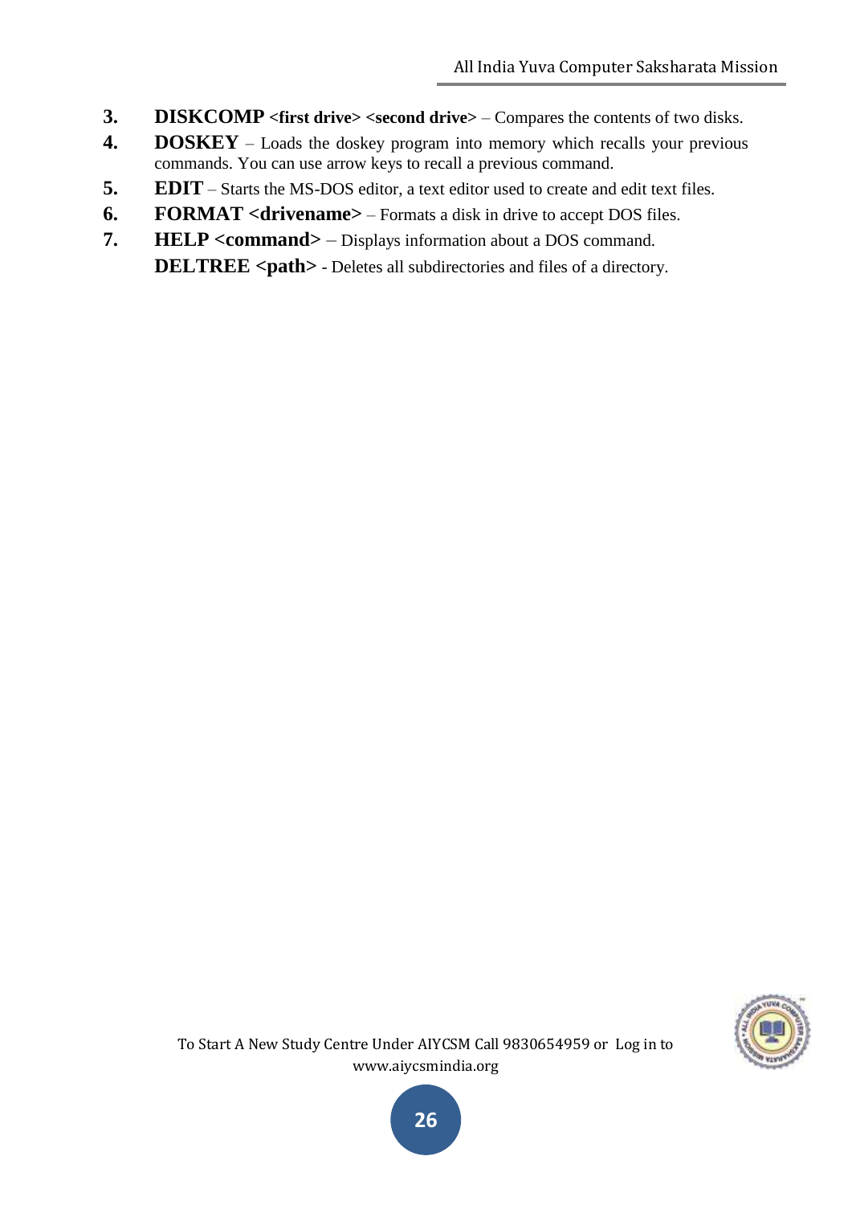3. **DISKCOMP <first drive> <second drive>** – Compares the contents of two disks.
4. **DOSKEY** – Loads the doskey program into memory which recalls your previous commands. You can use arrow keys to recall a previous command.
5. **EDIT** – Starts the MS-DOS editor, a text editor used to create and edit text files.
6. **FORMAT <drivename>** – Formats a disk in drive to accept DOS files.
7. **HELP <command>** – Displays information about a DOS command.

   **DELTREE <path>** - Deletes all subdirectories and files of a directory.

To Start A New Study Centre Under AIYCSM Call 9830654959 or Log in to www.aiycsmindia.org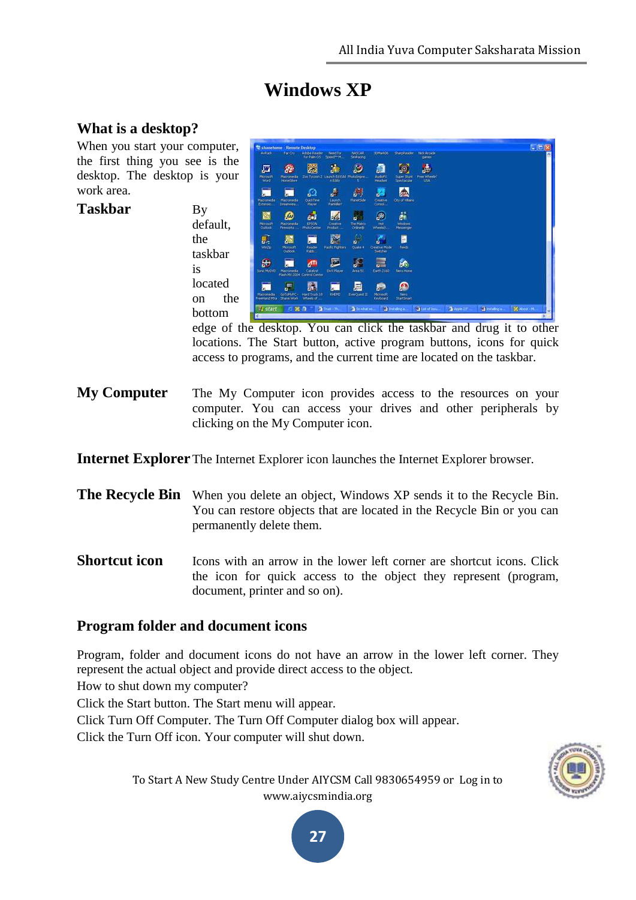# Windows XP

## What is a desktop?

When you start your computer, the first thing you see is the desktop. The desktop is your work area.

**Taskbar**

By default, the taskbar is located on the bottom edge of the desktop. You can click the taskbar and drug it to other locations. The Start button, active program buttons, icons for quick access to programs, and the current time are located on the taskbar.

**My Computer** The My Computer icon provides access to the resources on your computer. You can access your drives and other peripherals by clicking on the My Computer icon.

**Internet Explorer** The Internet Explorer icon launches the Internet Explorer browser.

**The Recycle Bin** When you delete an object, Windows XP sends it to the Recycle Bin. You can restore objects that are located in the Recycle Bin or you can permanently delete them.

**Shortcut icon** Icons with an arrow in the lower left corner are shortcut icons. Click the icon for quick access to the object they represent (program, document, printer and so on).

## Program folder and document icons

Program, folder and document icons do not have an arrow in the lower left corner. They represent the actual object and provide direct access to the object.

How to shut down my computer?

Click the Start button. The Start menu will appear.

Click Turn Off Computer. The Turn Off Computer dialog box will appear.

Click the Turn Off icon. Your computer will shut down.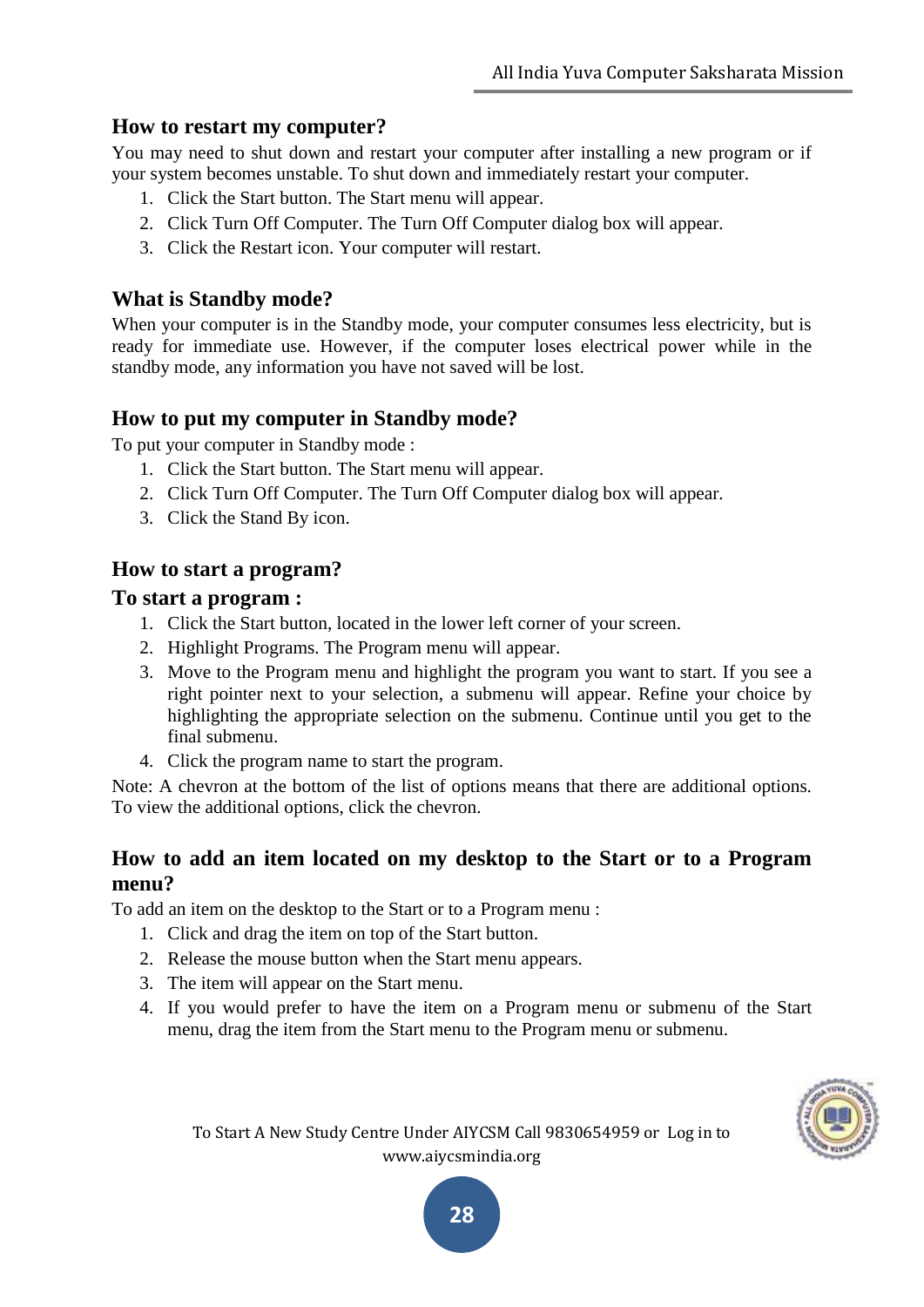## How to restart my computer?

You may need to shut down and restart your computer after installing a new program or if your system becomes unstable. To shut down and immediately restart your computer.

1. Click the Start button. The Start menu will appear.
2. Click Turn Off Computer. The Turn Off Computer dialog box will appear.
3. Click the Restart icon. Your computer will restart.

## What is Standby mode?

When your computer is in the Standby mode, your computer consumes less electricity, but is ready for immediate use. However, if the computer loses electrical power while in the standby mode, any information you have not saved will be lost.

## How to put my computer in Standby mode?

To put your computer in Standby mode :

1. Click the Start button. The Start menu will appear.
2. Click Turn Off Computer. The Turn Off Computer dialog box will appear.
3. Click the Stand By icon.

## How to start a program?

### To start a program :

1. Click the Start button, located in the lower left corner of your screen.
2. Highlight Programs. The Program menu will appear.
3. Move to the Program menu and highlight the program you want to start. If you see a right pointer next to your selection, a submenu will appear. Refine your choice by highlighting the appropriate selection on the submenu. Continue until you get to the final submenu.
4. Click the program name to start the program.

Note: A chevron at the bottom of the list of options means that there are additional options. To view the additional options, click the chevron.

## How to add an item located on my desktop to the Start or to a Program menu?

To add an item on the desktop to the Start or to a Program menu :

1. Click and drag the item on top of the Start button.
2. Release the mouse button when the Start menu appears.
3. The item will appear on the Start menu.
4. If you would prefer to have the item on a Program menu or submenu of the Start menu, drag the item from the Start menu to the Program menu or submenu.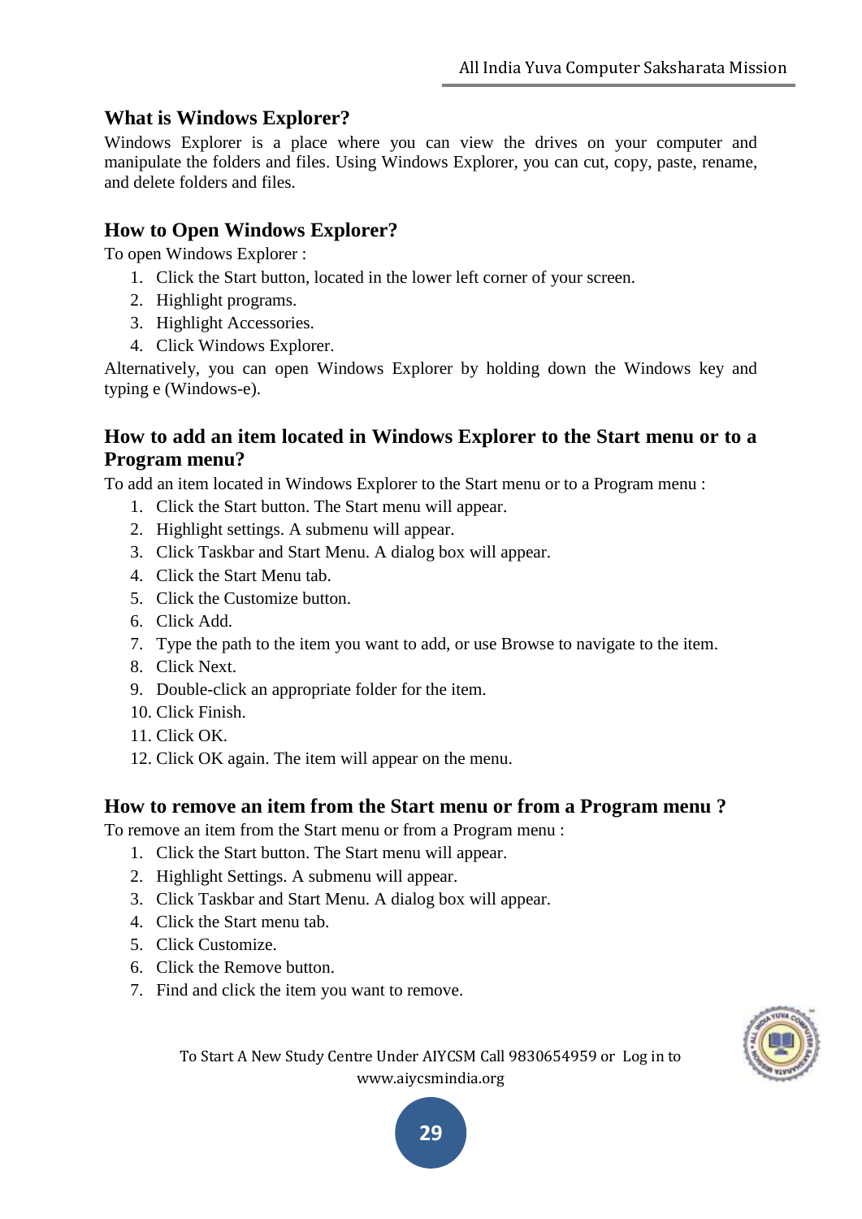## What is Windows Explorer?

Windows Explorer is a place where you can view the drives on your computer and manipulate the folders and files. Using Windows Explorer, you can cut, copy, paste, rename, and delete folders and files.

## How to Open Windows Explorer?

To open Windows Explorer :

1. Click the Start button, located in the lower left corner of your screen.
2. Highlight programs.
3. Highlight Accessories.
4. Click Windows Explorer.

Alternatively, you can open Windows Explorer by holding down the Windows key and typing e (Windows-e).

## How to add an item located in Windows Explorer to the Start menu or to a Program menu?

To add an item located in Windows Explorer to the Start menu or to a Program menu :

1. Click the Start button. The Start menu will appear.
2. Highlight settings. A submenu will appear.
3. Click Taskbar and Start Menu. A dialog box will appear.
4. Click the Start Menu tab.
5. Click the Customize button.
6. Click Add.
7. Type the path to the item you want to add, or use Browse to navigate to the item.
8. Click Next.
9. Double-click an appropriate folder for the item.
10. Click Finish.
11. Click OK.
12. Click OK again. The item will appear on the menu.

## How to remove an item from the Start menu or from a Program menu ?

To remove an item from the Start menu or from a Program menu :

1. Click the Start button. The Start menu will appear.
2. Highlight Settings. A submenu will appear.
3. Click Taskbar and Start Menu. A dialog box will appear.
4. Click the Start menu tab.
5. Click Customize.
6. Click the Remove button.
7. Find and click the item you want to remove.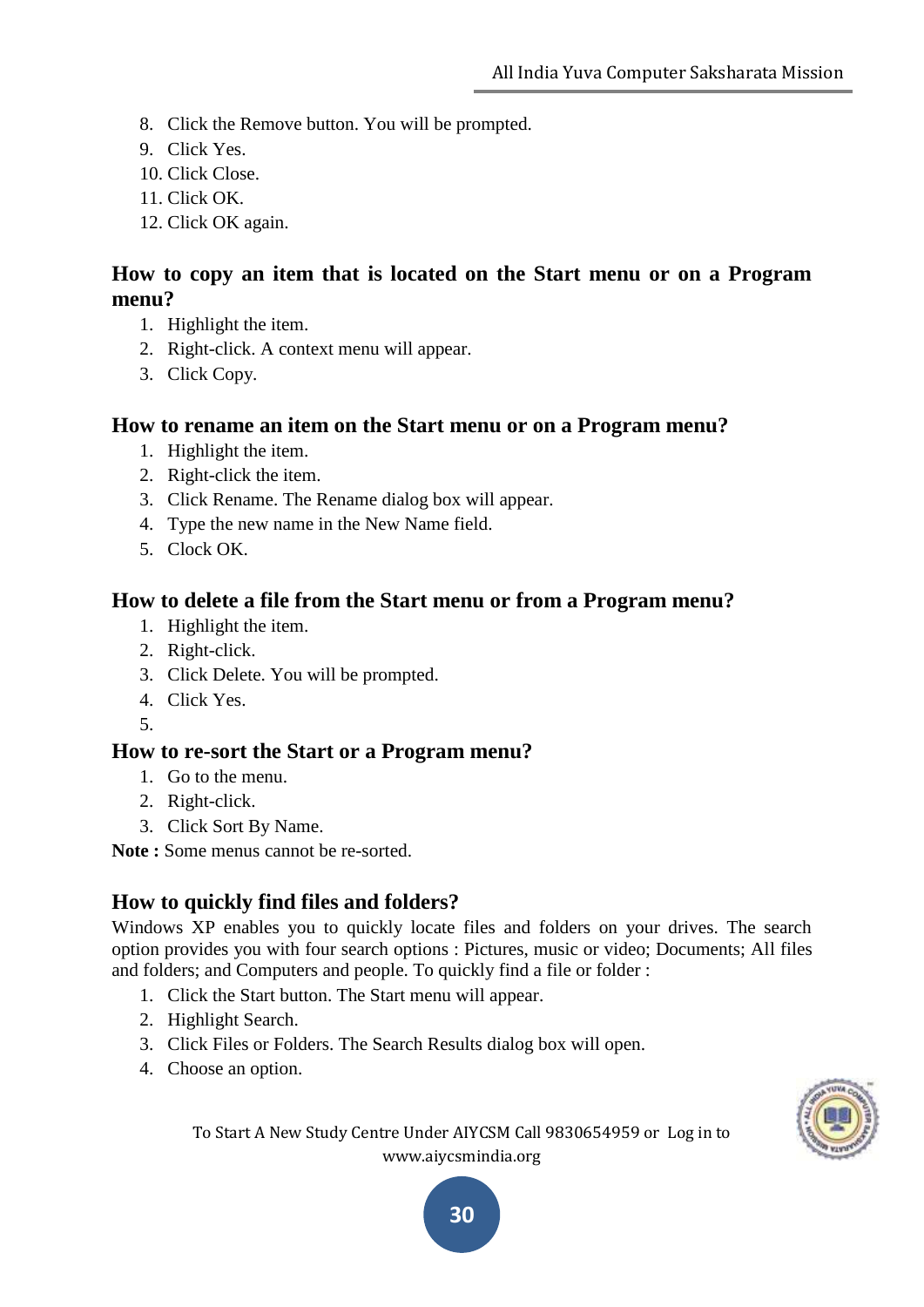8. Click the Remove button. You will be prompted.
9. Click Yes.
10. Click Close.
11. Click OK.
12. Click OK again.

### How to copy an item that is located on the Start menu or on a Program menu?

1. Highlight the item.
2. Right-click. A context menu will appear.
3. Click Copy.

### How to rename an item on the Start menu or on a Program menu?

1. Highlight the item.
2. Right-click the item.
3. Click Rename. The Rename dialog box will appear.
4. Type the new name in the New Name field.
5. Clock OK.

### How to delete a file from the Start menu or from a Program menu?

1. Highlight the item.
2. Right-click.
3. Click Delete. You will be prompted.
4. Click Yes.
5. 

### How to re-sort the Start or a Program menu?

1. Go to the menu.
2. Right-click.
3. Click Sort By Name.

**Note :** Some menus cannot be re-sorted.

### How to quickly find files and folders?

Windows XP enables you to quickly locate files and folders on your drives. The search option provides you with four search options : Pictures, music or video; Documents; All files and folders; and Computers and people. To quickly find a file or folder :

1. Click the Start button. The Start menu will appear.
2. Highlight Search.
3. Click Files or Folders. The Search Results dialog box will open.
4. Choose an option.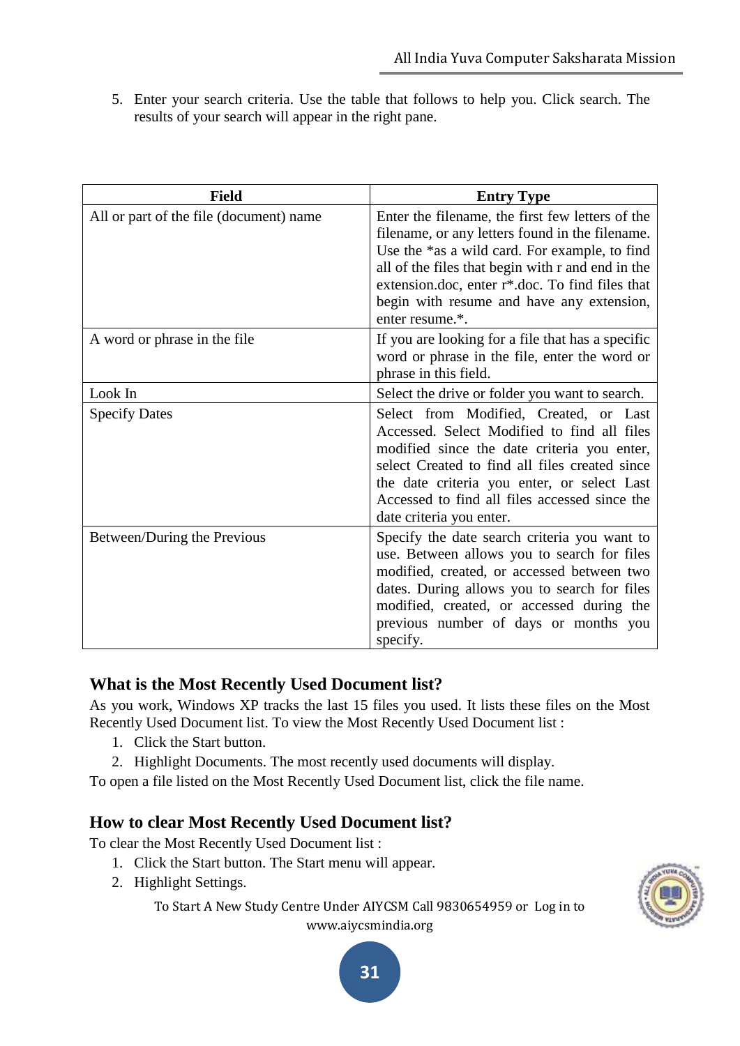5. Enter your search criteria. Use the table that follows to help you. Click search. The results of your search will appear in the right pane.

| Field | Entry Type |
|---|---|
| All or part of the file (document) name | Enter the filename, the first few letters of the filename, or any letters found in the filename. Use the *as a wild card. For example, to find all of the files that begin with r and end in the extension.doc, enter r*.doc. To find files that begin with resume and have any extension, enter resume.*. |
| A word or phrase in the file | If you are looking for a file that has a specific word or phrase in the file, enter the word or phrase in this field. |
| Look In | Select the drive or folder you want to search. |
| Specify Dates | Select from Modified, Created, or Last Accessed. Select Modified to find all files modified since the date criteria you enter, select Created to find all files created since the date criteria you enter, or select Last Accessed to find all files accessed since the date criteria you enter. |
| Between/During the Previous | Specify the date search criteria you want to use. Between allows you to search for files modified, created, or accessed between two dates. During allows you to search for files modified, created, or accessed during the previous number of days or months you specify. |

## What is the Most Recently Used Document list?

As you work, Windows XP tracks the last 15 files you used. It lists these files on the Most Recently Used Document list. To view the Most Recently Used Document list :

1. Click the Start button.
2. Highlight Documents. The most recently used documents will display.

To open a file listed on the Most Recently Used Document list, click the file name.

## How to clear Most Recently Used Document list?

To clear the Most Recently Used Document list :

1. Click the Start button. The Start menu will appear.
2. Highlight Settings.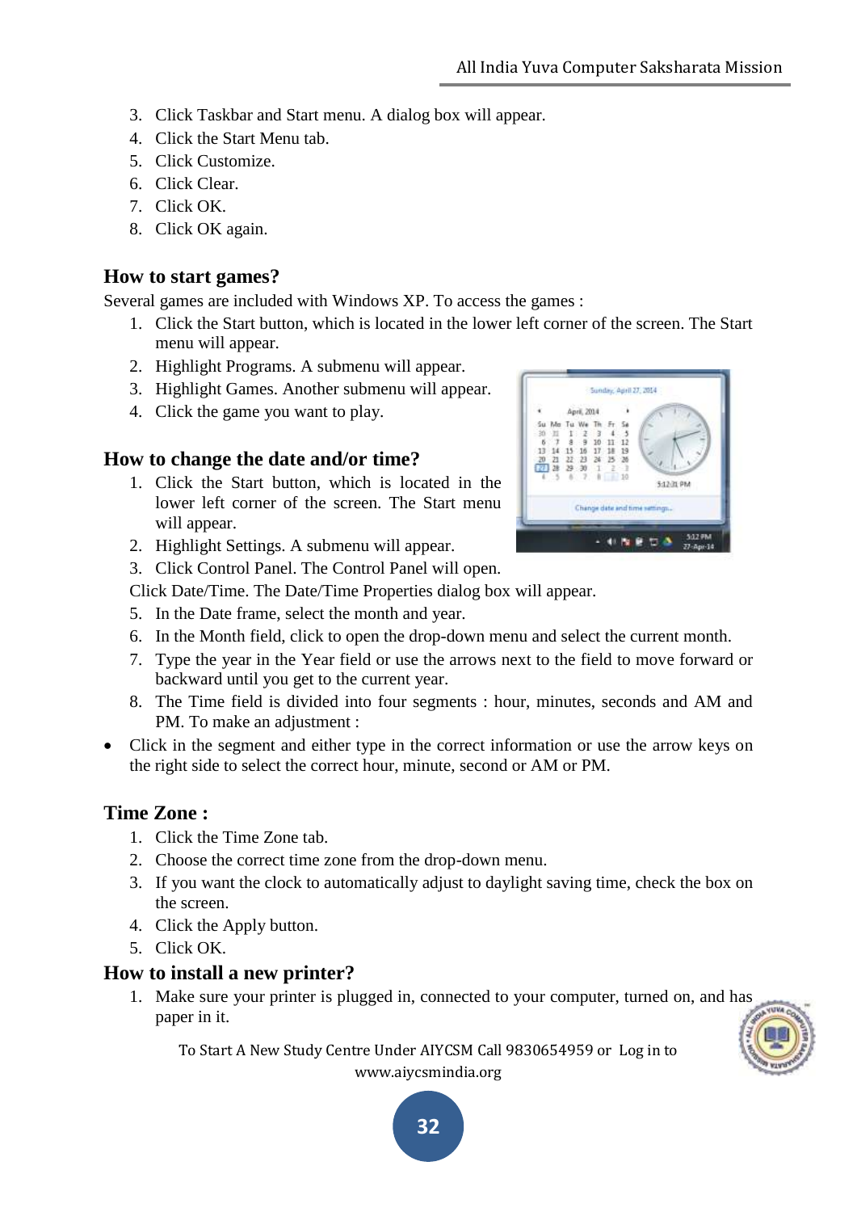3. Click Taskbar and Start menu. A dialog box will appear.
4. Click the Start Menu tab.
5. Click Customize.
6. Click Clear.
7. Click OK.
8. Click OK again.

## How to start games?

Several games are included with Windows XP. To access the games :

1. Click the Start button, which is located in the lower left corner of the screen. The Start menu will appear.
2. Highlight Programs. A submenu will appear.
3. Highlight Games. Another submenu will appear.
4. Click the game you want to play.

## How to change the date and/or time?

1. Click the Start button, which is located in the lower left corner of the screen. The Start menu will appear.
2. Highlight Settings. A submenu will appear.
3. Click Control Panel. The Control Panel will open.

Click Date/Time. The Date/Time Properties dialog box will appear.

5. In the Date frame, select the month and year.
6. In the Month field, click to open the drop-down menu and select the current month.
7. Type the year in the Year field or use the arrows next to the field to move forward or backward until you get to the current year.
8. The Time field is divided into four segments : hour, minutes, seconds and AM and PM. To make an adjustment :

- Click in the segment and either type in the correct information or use the arrow keys on the right side to select the correct hour, minute, second or AM or PM.

## Time Zone :

1. Click the Time Zone tab.
2. Choose the correct time zone from the drop-down menu.
3. If you want the clock to automatically adjust to daylight saving time, check the box on the screen.
4. Click the Apply button.
5. Click OK.

## How to install a new printer?

1. Make sure your printer is plugged in, connected to your computer, turned on, and has paper in it.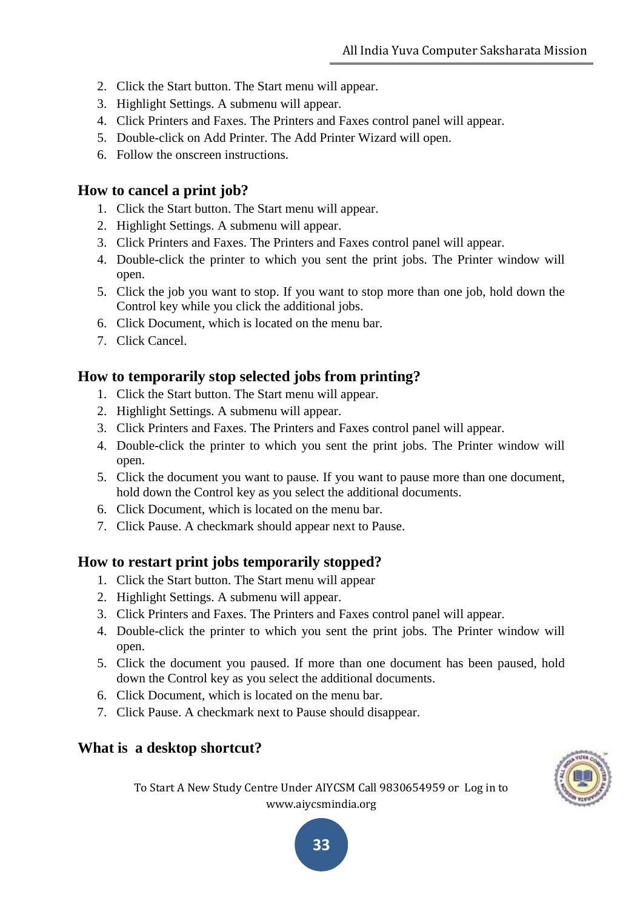2. Click the Start button. The Start menu will appear.
3. Highlight Settings. A submenu will appear.
4. Click Printers and Faxes. The Printers and Faxes control panel will appear.
5. Double-click on Add Printer. The Add Printer Wizard will open.
6. Follow the onscreen instructions.

## How to cancel a print job?

1. Click the Start button. The Start menu will appear.
2. Highlight Settings. A submenu will appear.
3. Click Printers and Faxes. The Printers and Faxes control panel will appear.
4. Double-click the printer to which you sent the print jobs. The Printer window will open.
5. Click the job you want to stop. If you want to stop more than one job, hold down the Control key while you click the additional jobs.
6. Click Document, which is located on the menu bar.
7. Click Cancel.

## How to temporarily stop selected jobs from printing?

1. Click the Start button. The Start menu will appear.
2. Highlight Settings. A submenu will appear.
3. Click Printers and Faxes. The Printers and Faxes control panel will appear.
4. Double-click the printer to which you sent the print jobs. The Printer window will open.
5. Click the document you want to pause. If you want to pause more than one document, hold down the Control key as you select the additional documents.
6. Click Document, which is located on the menu bar.
7. Click Pause. A checkmark should appear next to Pause.

## How to restart print jobs temporarily stopped?

1. Click the Start button. The Start menu will appear
2. Highlight Settings. A submenu will appear.
3. Click Printers and Faxes. The Printers and Faxes control panel will appear.
4. Double-click the printer to which you sent the print jobs. The Printer window will open.
5. Click the document you paused. If more than one document has been paused, hold down the Control key as you select the additional documents.
6. Click Document, which is located on the menu bar.
7. Click Pause. A checkmark next to Pause should disappear.

## What is a desktop shortcut?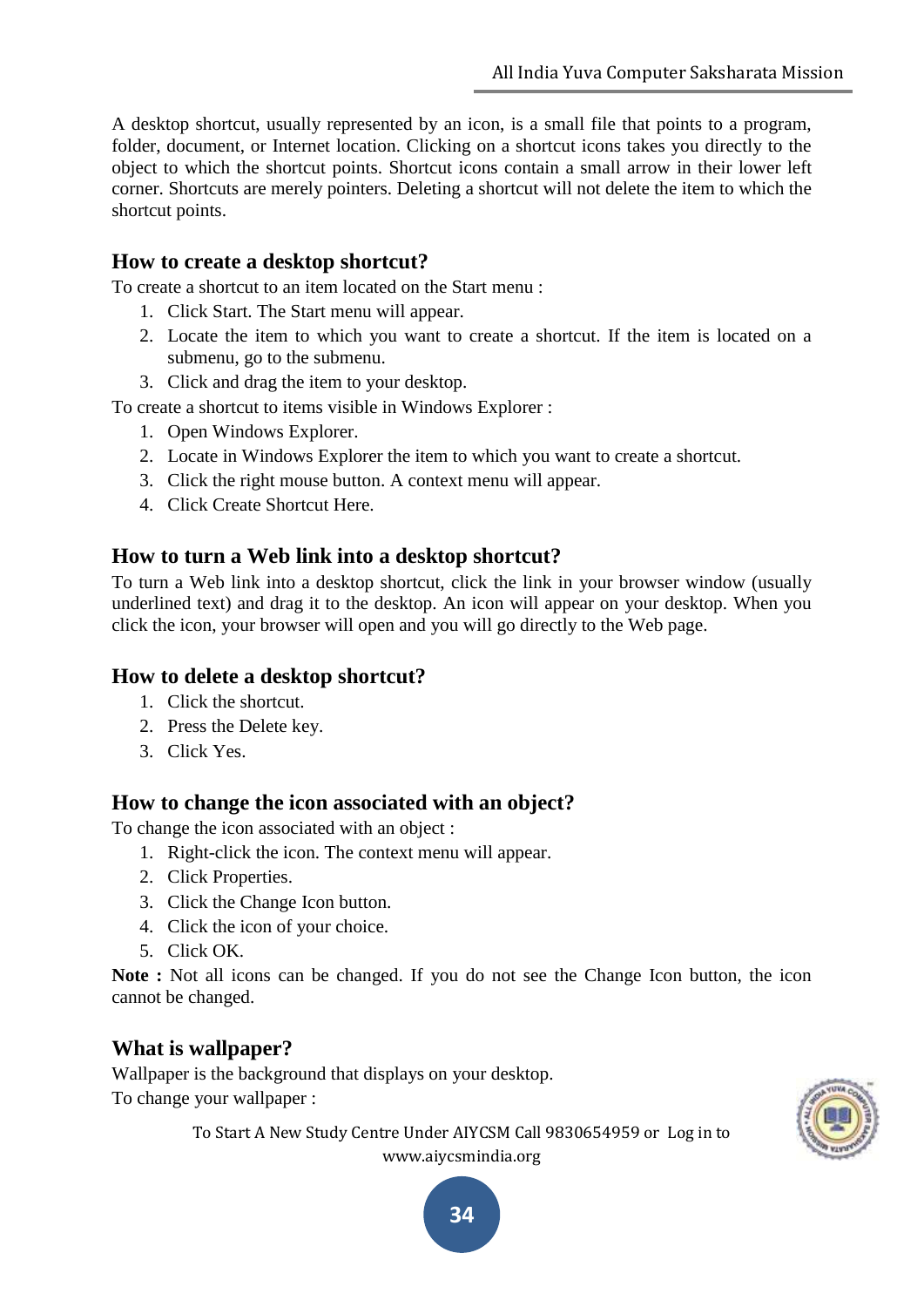A desktop shortcut, usually represented by an icon, is a small file that points to a program, folder, document, or Internet location. Clicking on a shortcut icons takes you directly to the object to which the shortcut points. Shortcut icons contain a small arrow in their lower left corner. Shortcuts are merely pointers. Deleting a shortcut will not delete the item to which the shortcut points.

### How to create a desktop shortcut?

To create a shortcut to an item located on the Start menu :

1. Click Start. The Start menu will appear.
2. Locate the item to which you want to create a shortcut. If the item is located on a submenu, go to the submenu.
3. Click and drag the item to your desktop.

To create a shortcut to items visible in Windows Explorer :

1. Open Windows Explorer.
2. Locate in Windows Explorer the item to which you want to create a shortcut.
3. Click the right mouse button. A context menu will appear.
4. Click Create Shortcut Here.

### How to turn a Web link into a desktop shortcut?

To turn a Web link into a desktop shortcut, click the link in your browser window (usually underlined text) and drag it to the desktop. An icon will appear on your desktop. When you click the icon, your browser will open and you will go directly to the Web page.

### How to delete a desktop shortcut?

1. Click the shortcut.
2. Press the Delete key.
3. Click Yes.

### How to change the icon associated with an object?

To change the icon associated with an object :

1. Right-click the icon. The context menu will appear.
2. Click Properties.
3. Click the Change Icon button.
4. Click the icon of your choice.
5. Click OK.

**Note :** Not all icons can be changed. If you do not see the Change Icon button, the icon cannot be changed.

### What is wallpaper?

Wallpaper is the background that displays on your desktop.

To change your wallpaper :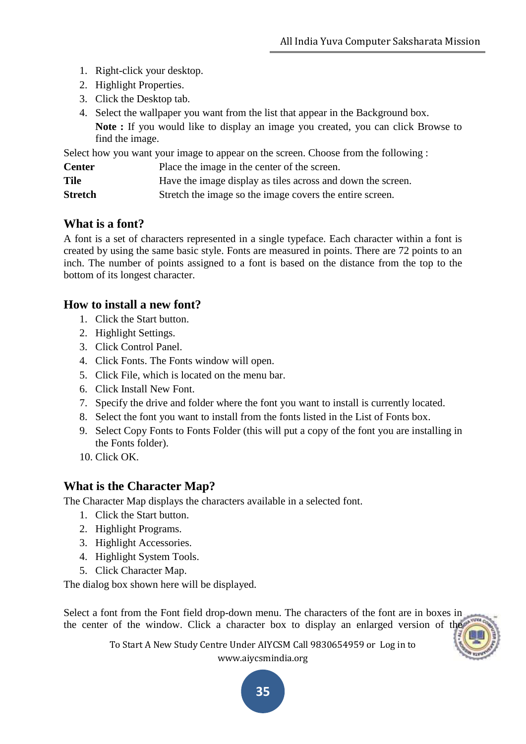1. Right-click your desktop.
2. Highlight Properties.
3. Click the Desktop tab.
4. Select the wallpaper you want from the list that appear in the Background box.

   **Note :** If you would like to display an image you created, you can click Browse to find the image.

Select how you want your image to appear on the screen. Choose from the following :

| | |
|---|---|
| **Center** | Place the image in the center of the screen. |
| **Tile** | Have the image display as tiles across and down the screen. |
| **Stretch** | Stretch the image so the image covers the entire screen. |

## What is a font?

A font is a set of characters represented in a single typeface. Each character within a font is created by using the same basic style. Fonts are measured in points. There are 72 points to an inch. The number of points assigned to a font is based on the distance from the top to the bottom of its longest character.

## How to install a new font?

1. Click the Start button.
2. Highlight Settings.
3. Click Control Panel.
4. Click Fonts. The Fonts window will open.
5. Click File, which is located on the menu bar.
6. Click Install New Font.
7. Specify the drive and folder where the font you want to install is currently located.
8. Select the font you want to install from the fonts listed in the List of Fonts box.
9. Select Copy Fonts to Fonts Folder (this will put a copy of the font you are installing in the Fonts folder).
10. Click OK.

## What is the Character Map?

The Character Map displays the characters available in a selected font.

1. Click the Start button.
2. Highlight Programs.
3. Highlight Accessories.
4. Highlight System Tools.
5. Click Character Map.

The dialog box shown here will be displayed.

Select a font from the Font field drop-down menu. The characters of the font are in boxes in the center of the window. Click a character box to display an enlarged version of the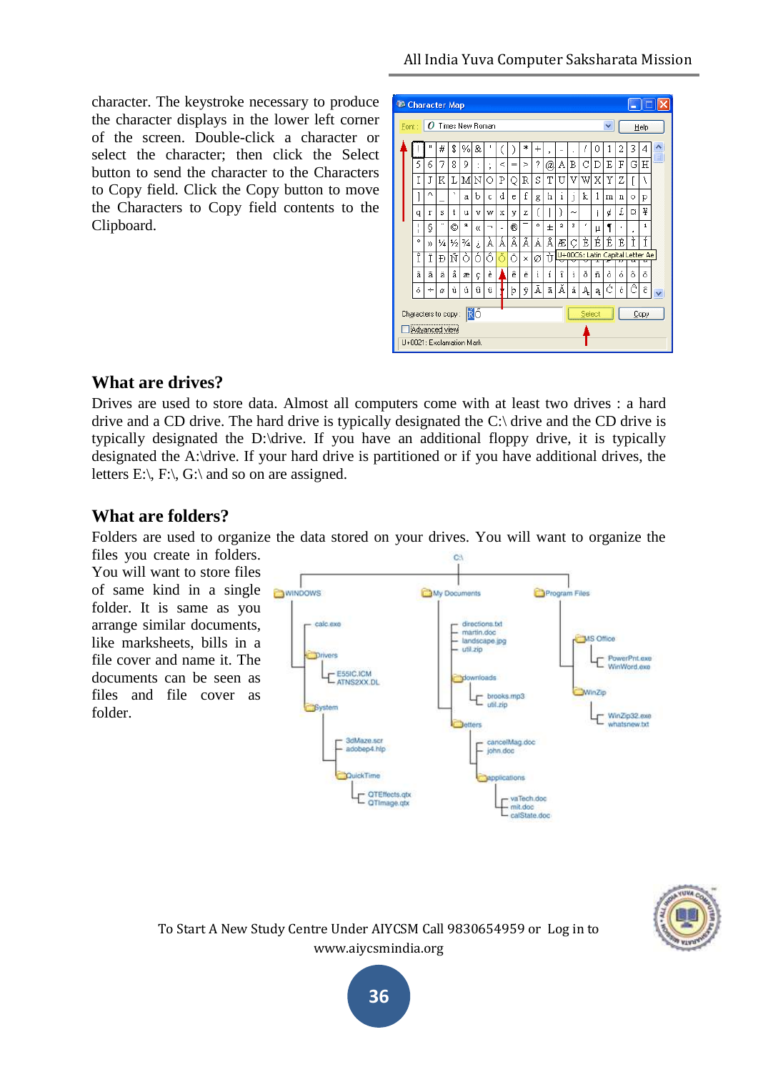character. The keystroke necessary to produce the character displays in the lower left corner of the screen. Double-click a character or select the character; then click the Select button to send the character to the Characters to Copy field. Click the Copy button to move the Characters to Copy field contents to the Clipboard.

## What are drives?

Drives are used to store data. Almost all computers come with at least two drives : a hard drive and a CD drive. The hard drive is typically designated the C:\ drive and the CD drive is typically designated the D:\drive. If you have an additional floppy drive, it is typically designated the A:\drive. If your hard drive is partitioned or if you have additional drives, the letters E:\, F:\, G:\ and so on are assigned.

## What are folders?

Folders are used to organize the data stored on your drives. You will want to organize the files you create in folders. You will want to store files of same kind in a single folder. It is same as you arrange similar documents, like marksheets, bills in a file cover and name it. The documents can be seen as files and file cover as folder.

To Start A New Study Centre Under AIYCSM Call 9830654959 or Log in to www.aiycsmindia.org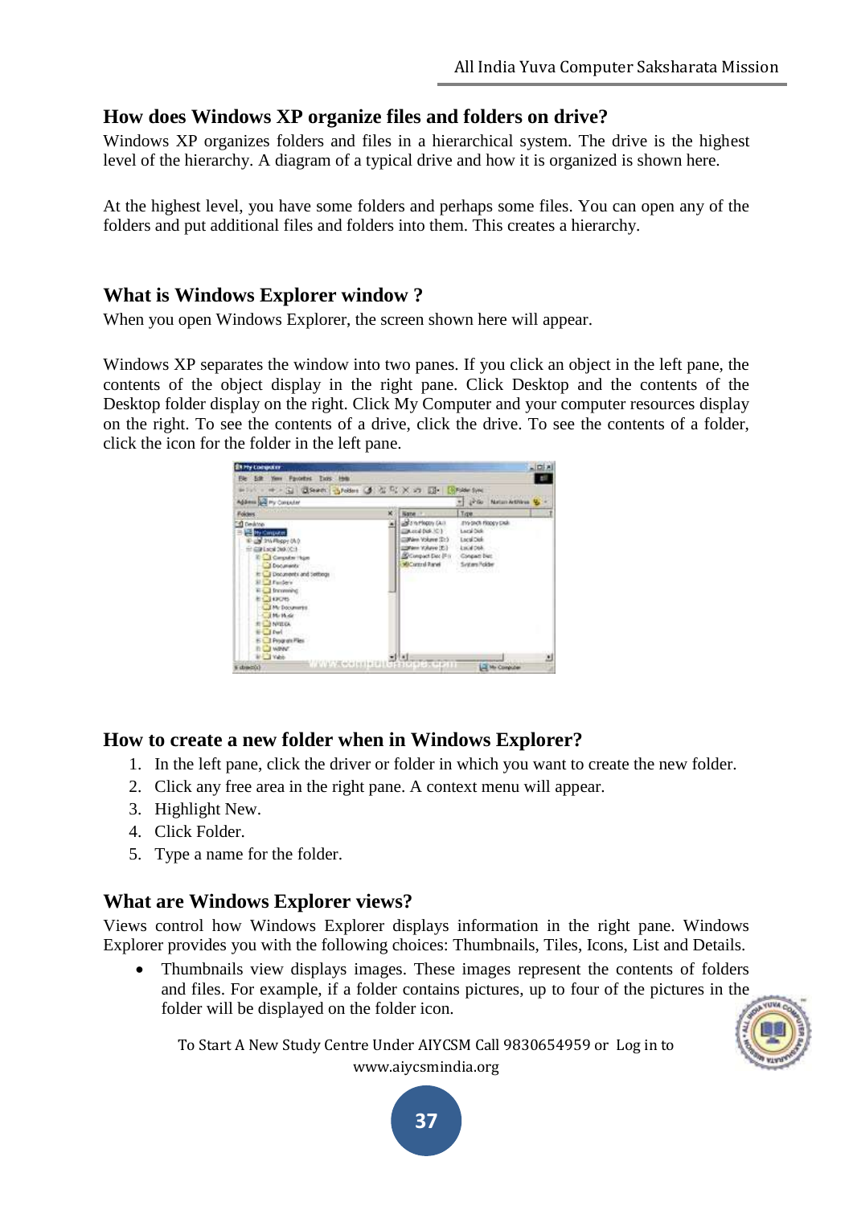## How does Windows XP organize files and folders on drive?

Windows XP organizes folders and files in a hierarchical system. The drive is the highest level of the hierarchy. A diagram of a typical drive and how it is organized is shown here.

At the highest level, you have some folders and perhaps some files. You can open any of the folders and put additional files and folders into them. This creates a hierarchy.

## What is Windows Explorer window ?

When you open Windows Explorer, the screen shown here will appear.

Windows XP separates the window into two panes. If you click an object in the left pane, the contents of the object display in the right pane. Click Desktop and the contents of the Desktop folder display on the right. Click My Computer and your computer resources display on the right. To see the contents of a drive, click the drive. To see the contents of a folder, click the icon for the folder in the left pane.

## How to create a new folder when in Windows Explorer?

1. In the left pane, click the driver or folder in which you want to create the new folder.
2. Click any free area in the right pane. A context menu will appear.
3. Highlight New.
4. Click Folder.
5. Type a name for the folder.

## What are Windows Explorer views?

Views control how Windows Explorer displays information in the right pane. Windows Explorer provides you with the following choices: Thumbnails, Tiles, Icons, List and Details.

- Thumbnails view displays images. These images represent the contents of folders and files. For example, if a folder contains pictures, up to four of the pictures in the folder will be displayed on the folder icon.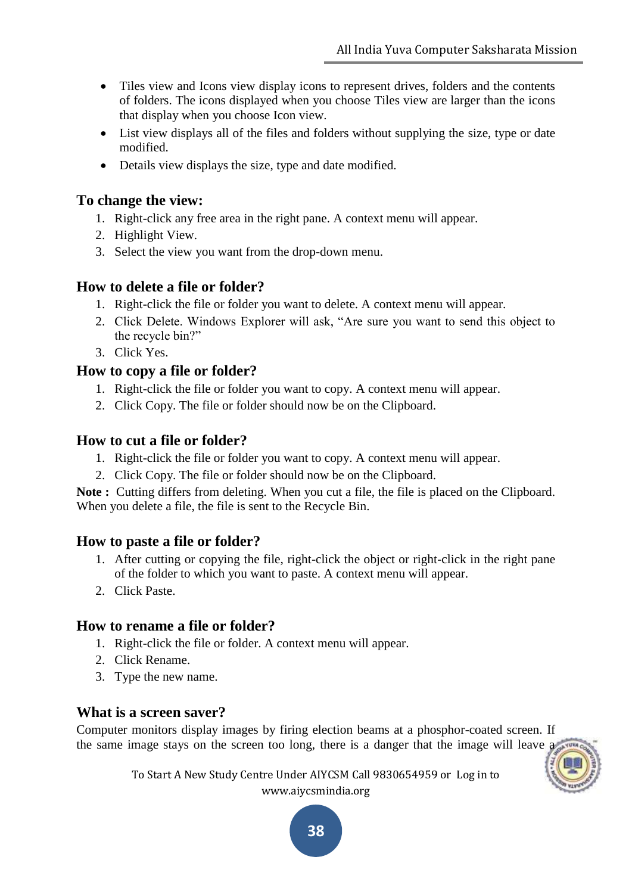- Tiles view and Icons view display icons to represent drives, folders and the contents of folders. The icons displayed when you choose Tiles view are larger than the icons that display when you choose Icon view.
- List view displays all of the files and folders without supplying the size, type or date modified.
- Details view displays the size, type and date modified.

### To change the view:

1. Right-click any free area in the right pane. A context menu will appear.
2. Highlight View.
3. Select the view you want from the drop-down menu.

### How to delete a file or folder?

1. Right-click the file or folder you want to delete. A context menu will appear.
2. Click Delete. Windows Explorer will ask, "Are sure you want to send this object to the recycle bin?"
3. Click Yes.

### How to copy a file or folder?

1. Right-click the file or folder you want to copy. A context menu will appear.
2. Click Copy. The file or folder should now be on the Clipboard.

### How to cut a file or folder?

1. Right-click the file or folder you want to copy. A context menu will appear.
2. Click Copy. The file or folder should now be on the Clipboard.

**Note :** Cutting differs from deleting. When you cut a file, the file is placed on the Clipboard. When you delete a file, the file is sent to the Recycle Bin.

### How to paste a file or folder?

1. After cutting or copying the file, right-click the object or right-click in the right pane of the folder to which you want to paste. A context menu will appear.
2. Click Paste.

### How to rename a file or folder?

1. Right-click the file or folder. A context menu will appear.
2. Click Rename.
3. Type the new name.

### What is a screen saver?

Computer monitors display images by firing election beams at a phosphor-coated screen. If the same image stays on the screen too long, there is a danger that the image will leave a

To Start A New Study Centre Under AIYCSM Call 9830654959 or Log in to www.aiycsmindia.org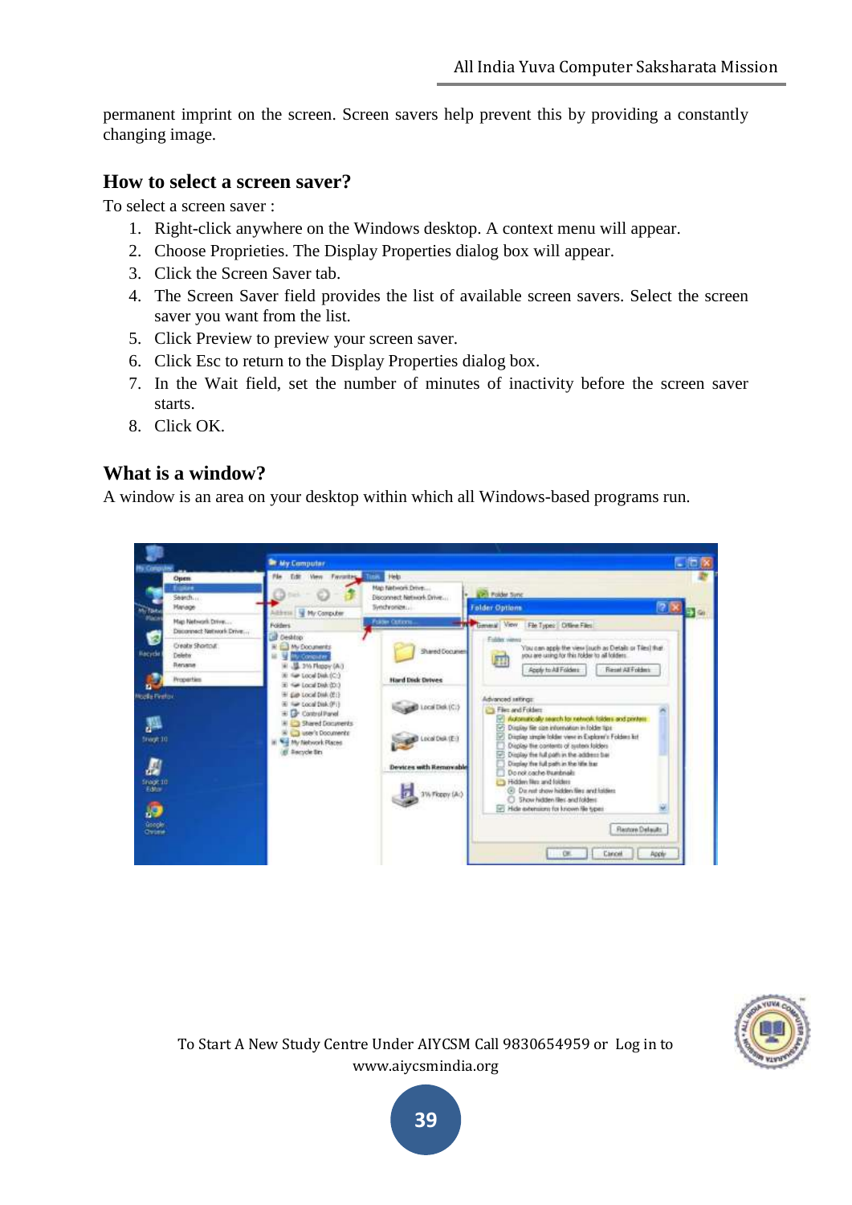permanent imprint on the screen. Screen savers help prevent this by providing a constantly changing image.

## How to select a screen saver?

To select a screen saver :

1. Right-click anywhere on the Windows desktop. A context menu will appear.
2. Choose Proprieties. The Display Properties dialog box will appear.
3. Click the Screen Saver tab.
4. The Screen Saver field provides the list of available screen savers. Select the screen saver you want from the list.
5. Click Preview to preview your screen saver.
6. Click Esc to return to the Display Properties dialog box.
7. In the Wait field, set the number of minutes of inactivity before the screen saver starts.
8. Click OK.

## What is a window?

A window is an area on your desktop within which all Windows-based programs run.

To Start A New Study Centre Under AIYCSM Call 9830654959 or Log in to www.aiycsmindia.org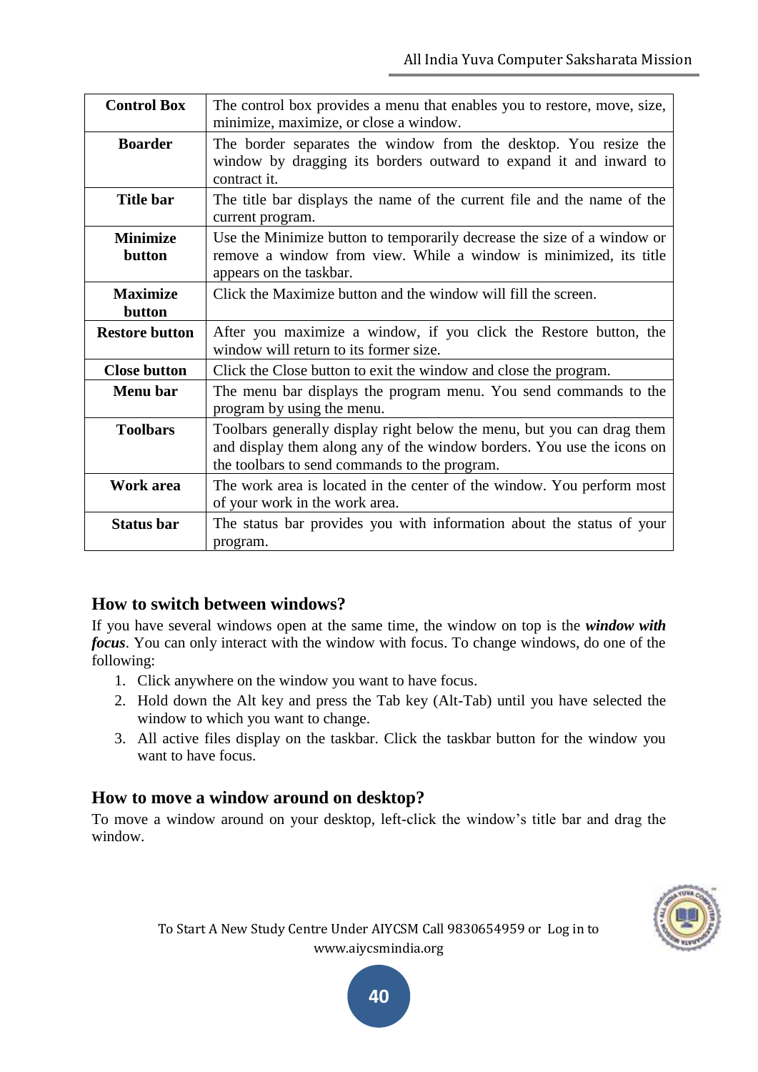| Control Box | The control box provides a menu that enables you to restore, move, size, minimize, maximize, or close a window. |
|---|---|
| Boarder | The border separates the window from the desktop. You resize the window by dragging its borders outward to expand it and inward to contract it. |
| Title bar | The title bar displays the name of the current file and the name of the current program. |
| Minimize button | Use the Minimize button to temporarily decrease the size of a window or remove a window from view. While a window is minimized, its title appears on the taskbar. |
| Maximize button | Click the Maximize button and the window will fill the screen. |
| Restore button | After you maximize a window, if you click the Restore button, the window will return to its former size. |
| Close button | Click the Close button to exit the window and close the program. |
| Menu bar | The menu bar displays the program menu. You send commands to the program by using the menu. |
| Toolbars | Toolbars generally display right below the menu, but you can drag them and display them along any of the window borders. You use the icons on the toolbars to send commands to the program. |
| Work area | The work area is located in the center of the window. You perform most of your work in the work area. |
| Status bar | The status bar provides you with information about the status of your program. |

## How to switch between windows?

If you have several windows open at the same time, the window on top is the ***window with focus***. You can only interact with the window with focus. To change windows, do one of the following:

1. Click anywhere on the window you want to have focus.
2. Hold down the Alt key and press the Tab key (Alt-Tab) until you have selected the window to which you want to change.
3. All active files display on the taskbar. Click the taskbar button for the window you want to have focus.

## How to move a window around on desktop?

To move a window around on your desktop, left-click the window's title bar and drag the window.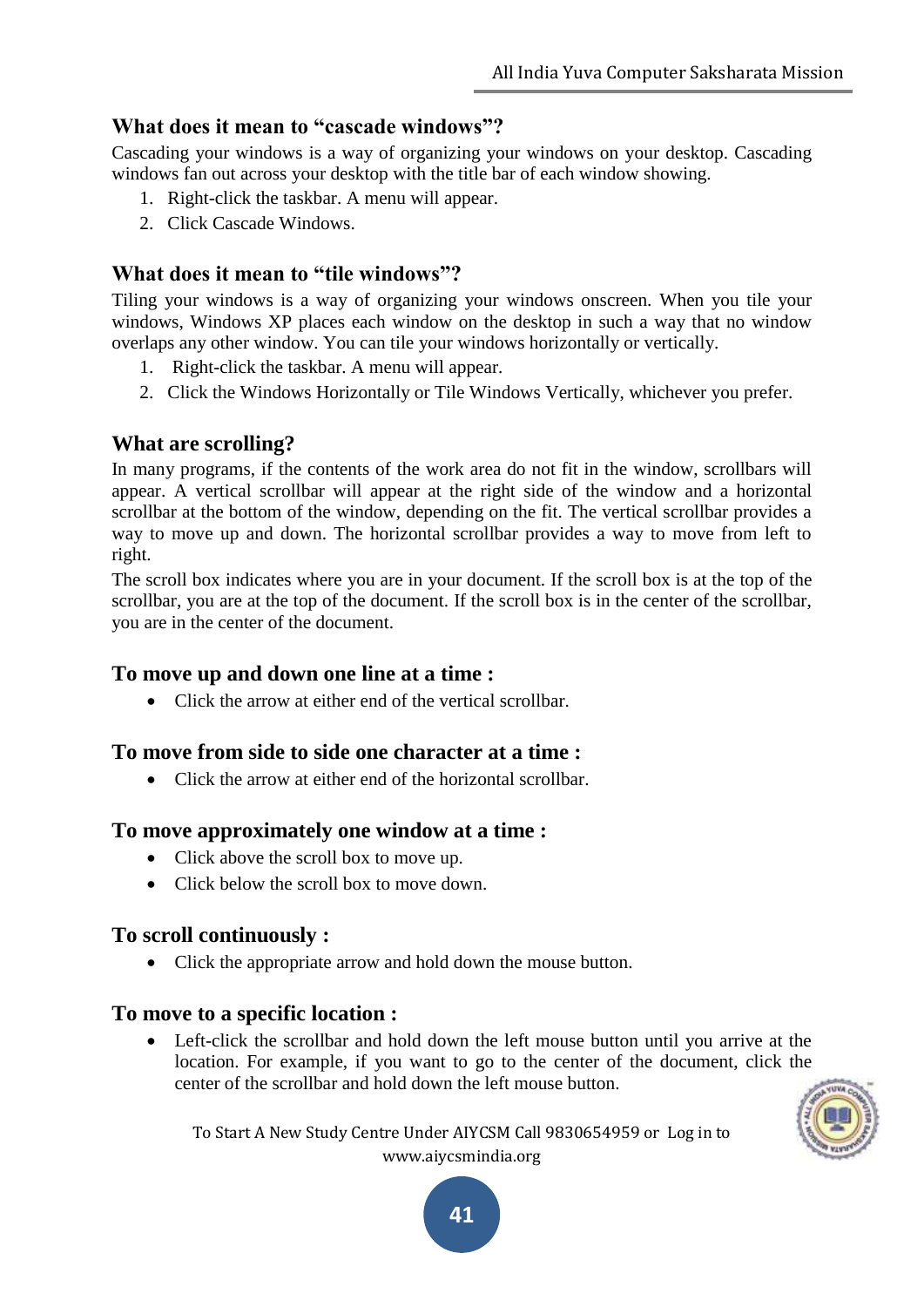### What does it mean to “cascade windows”?

Cascading your windows is a way of organizing your windows on your desktop. Cascading windows fan out across your desktop with the title bar of each window showing.

1. Right-click the taskbar. A menu will appear.
2. Click Cascade Windows.

### What does it mean to “tile windows”?

Tiling your windows is a way of organizing your windows onscreen. When you tile your windows, Windows XP places each window on the desktop in such a way that no window overlaps any other window. You can tile your windows horizontally or vertically.

1. Right-click the taskbar. A menu will appear.
2. Click the Windows Horizontally or Tile Windows Vertically, whichever you prefer.

### What are scrolling?

In many programs, if the contents of the work area do not fit in the window, scrollbars will appear. A vertical scrollbar will appear at the right side of the window and a horizontal scrollbar at the bottom of the window, depending on the fit. The vertical scrollbar provides a way to move up and down. The horizontal scrollbar provides a way to move from left to right.

The scroll box indicates where you are in your document. If the scroll box is at the top of the scrollbar, you are at the top of the document. If the scroll box is in the center of the scrollbar, you are in the center of the document.

### To move up and down one line at a time :

- Click the arrow at either end of the vertical scrollbar.

### To move from side to side one character at a time :

- Click the arrow at either end of the horizontal scrollbar.

### To move approximately one window at a time :

- Click above the scroll box to move up.
- Click below the scroll box to move down.

### To scroll continuously :

- Click the appropriate arrow and hold down the mouse button.

### To move to a specific location :

- Left-click the scrollbar and hold down the left mouse button until you arrive at the location. For example, if you want to go to the center of the document, click the center of the scrollbar and hold down the left mouse button.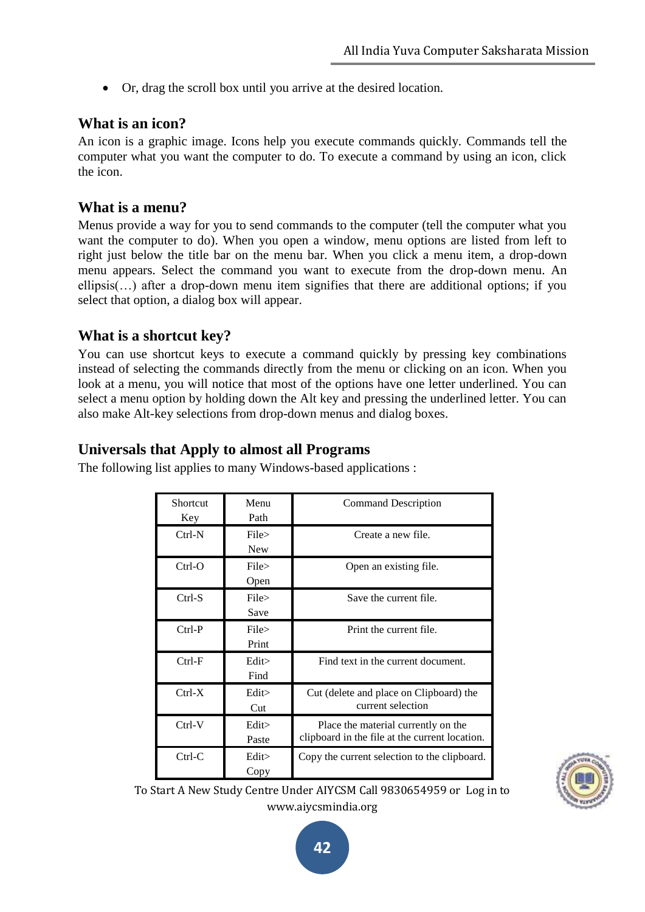- Or, drag the scroll box until you arrive at the desired location.

## What is an icon?

An icon is a graphic image. Icons help you execute commands quickly. Commands tell the computer what you want the computer to do. To execute a command by using an icon, click the icon.

## What is a menu?

Menus provide a way for you to send commands to the computer (tell the computer what you want the computer to do). When you open a window, menu options are listed from left to right just below the title bar on the menu bar. When you click a menu item, a drop-down menu appears. Select the command you want to execute from the drop-down menu. An ellipsis(…) after a drop-down menu item signifies that there are additional options; if you select that option, a dialog box will appear.

## What is a shortcut key?

You can use shortcut keys to execute a command quickly by pressing key combinations instead of selecting the commands directly from the menu or clicking on an icon. When you look at a menu, you will notice that most of the options have one letter underlined. You can select a menu option by holding down the Alt key and pressing the underlined letter. You can also make Alt-key selections from drop-down menus and dialog boxes.

## Universals that Apply to almost all Programs

The following list applies to many Windows-based applications :

| Shortcut Key | Menu Path | Command Description |
|---|---|---|
| Ctrl-N | File> New | Create a new file. |
| Ctrl-O | File> Open | Open an existing file. |
| Ctrl-S | File> Save | Save the current file. |
| Ctrl-P | File> Print | Print the current file. |
| Ctrl-F | Edit> Find | Find text in the current document. |
| Ctrl-X | Edit> Cut | Cut (delete and place on Clipboard) the current selection |
| Ctrl-V | Edit> Paste | Place the material currently on the clipboard in the file at the current location. |
| Ctrl-C | Edit> Copy | Copy the current selection to the clipboard. |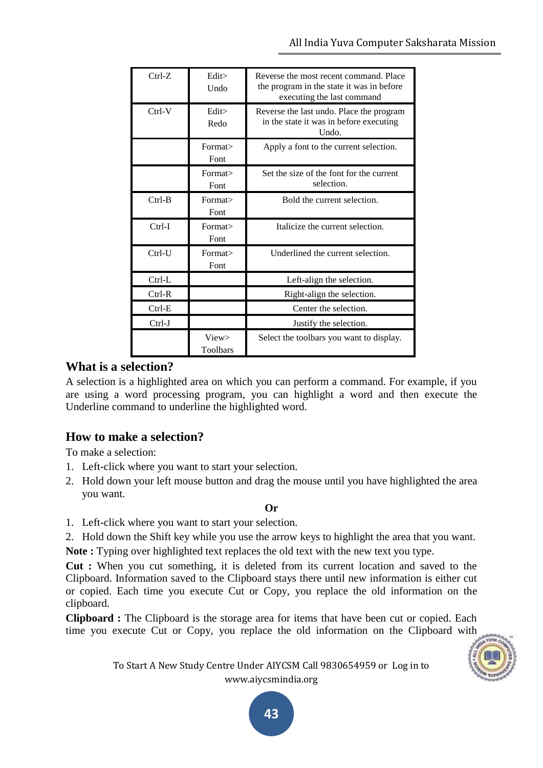| Ctrl-Z | Edit> Undo | Reverse the most recent command. Place the program in the state it was in before executing the last command |
|---|---|---|
| Ctrl-V | Edit> Redo | Reverse the last undo. Place the program in the state it was in before executing Undo. |
| | Format> Font | Apply a font to the current selection. |
| | Format> Font | Set the size of the font for the current selection. |
| Ctrl-B | Format> Font | Bold the current selection. |
| Ctrl-I | Format> Font | Italicize the current selection. |
| Ctrl-U | Format> Font | Underlined the current selection. |
| Ctrl-L | | Left-align the selection. |
| Ctrl-R | | Right-align the selection. |
| Ctrl-E | | Center the selection. |
| Ctrl-J | | Justify the selection. |
| | View> Toolbars | Select the toolbars you want to display. |

## What is a selection?

A selection is a highlighted area on which you can perform a command. For example, if you are using a word processing program, you can highlight a word and then execute the Underline command to underline the highlighted word.

## How to make a selection?

To make a selection:

1. Left-click where you want to start your selection.
2. Hold down your left mouse button and drag the mouse until you have highlighted the area you want.

**Or**

1. Left-click where you want to start your selection.
2. Hold down the Shift key while you use the arrow keys to highlight the area that you want.

**Note :** Typing over highlighted text replaces the old text with the new text you type.

**Cut :** When you cut something, it is deleted from its current location and saved to the Clipboard. Information saved to the Clipboard stays there until new information is either cut or copied. Each time you execute Cut or Copy, you replace the old information on the clipboard.

**Clipboard :** The Clipboard is the storage area for items that have been cut or copied. Each time you execute Cut or Copy, you replace the old information on the Clipboard with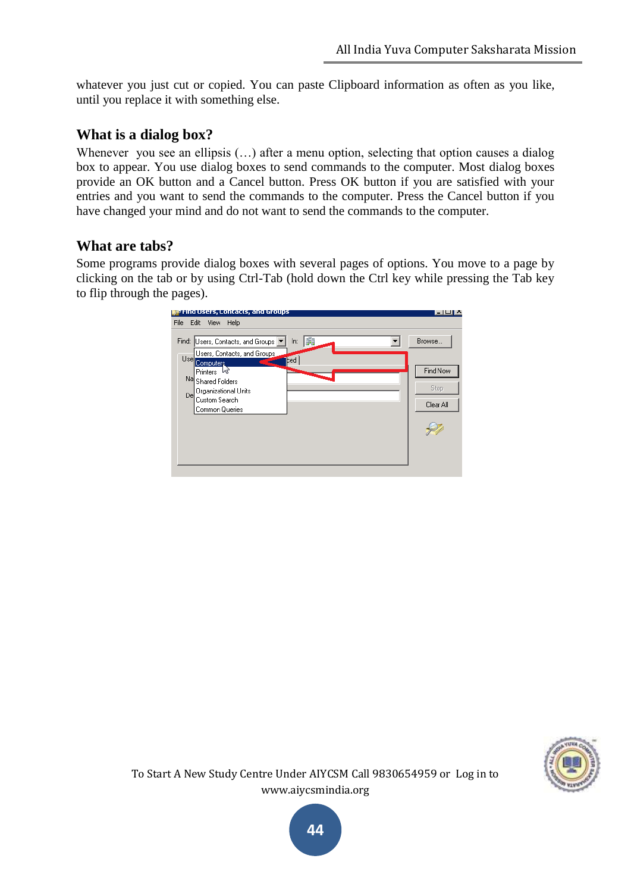whatever you just cut or copied. You can paste Clipboard information as often as you like, until you replace it with something else.

## What is a dialog box?

Whenever you see an ellipsis (…) after a menu option, selecting that option causes a dialog box to appear. You use dialog boxes to send commands to the computer. Most dialog boxes provide an OK button and a Cancel button. Press OK button if you are satisfied with your entries and you want to send the commands to the computer. Press the Cancel button if you have changed your mind and do not want to send the commands to the computer.

## What are tabs?

Some programs provide dialog boxes with several pages of options. You move to a page by clicking on the tab or by using Ctrl-Tab (hold down the Ctrl key while pressing the Tab key to flip through the pages).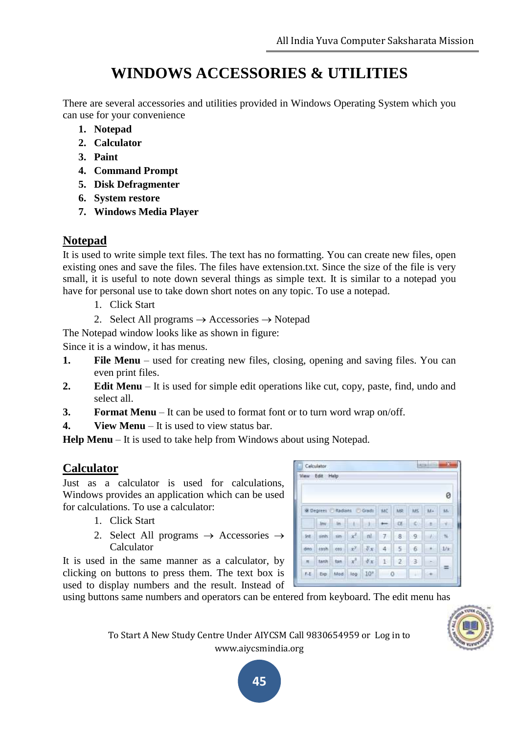# WINDOWS ACCESSORIES & UTILITIES

There are several accessories and utilities provided in Windows Operating System which you can use for your convenience

1. **Notepad**
2. **Calculator**
3. **Paint**
4. **Command Prompt**
5. **Disk Defragmenter**
6. **System restore**
7. **Windows Media Player**

## Notepad

It is used to write simple text files. The text has no formatting. You can create new files, open existing ones and save the files. The files have extension.txt. Since the size of the file is very small, it is useful to note down several things as simple text. It is similar to a notepad you have for personal use to take down short notes on any topic. To use a notepad.

1. Click Start
2. Select All programs → Accessories → Notepad

The Notepad window looks like as shown in figure:

Since it is a window, it has menus.

1. **File Menu** – used for creating new files, closing, opening and saving files. You can even print files.
2. **Edit Menu** – It is used for simple edit operations like cut, copy, paste, find, undo and select all.
3. **Format Menu** – It can be used to format font or to turn word wrap on/off.
4. **View Menu** – It is used to view status bar.

**Help Menu** – It is used to take help from Windows about using Notepad.

## Calculator

Just as a calculator is used for calculations, Windows provides an application which can be used for calculations. To use a calculator:

1. Click Start
2. Select All programs → Accessories → Calculator

It is used in the same manner as a calculator, by clicking on buttons to press them. The text box is used to display numbers and the result. Instead of using buttons same numbers and operators can be entered from keyboard. The edit menu has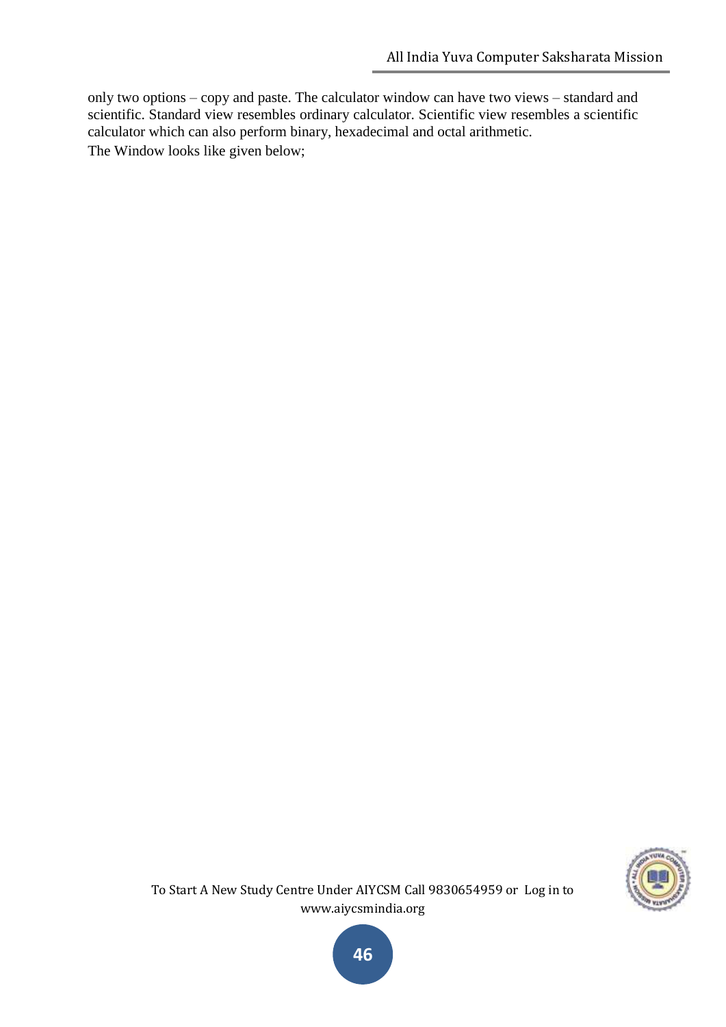only two options – copy and paste. The calculator window can have two views – standard and scientific. Standard view resembles ordinary calculator. Scientific view resembles a scientific calculator which can also perform binary, hexadecimal and octal arithmetic.

The Window looks like given below;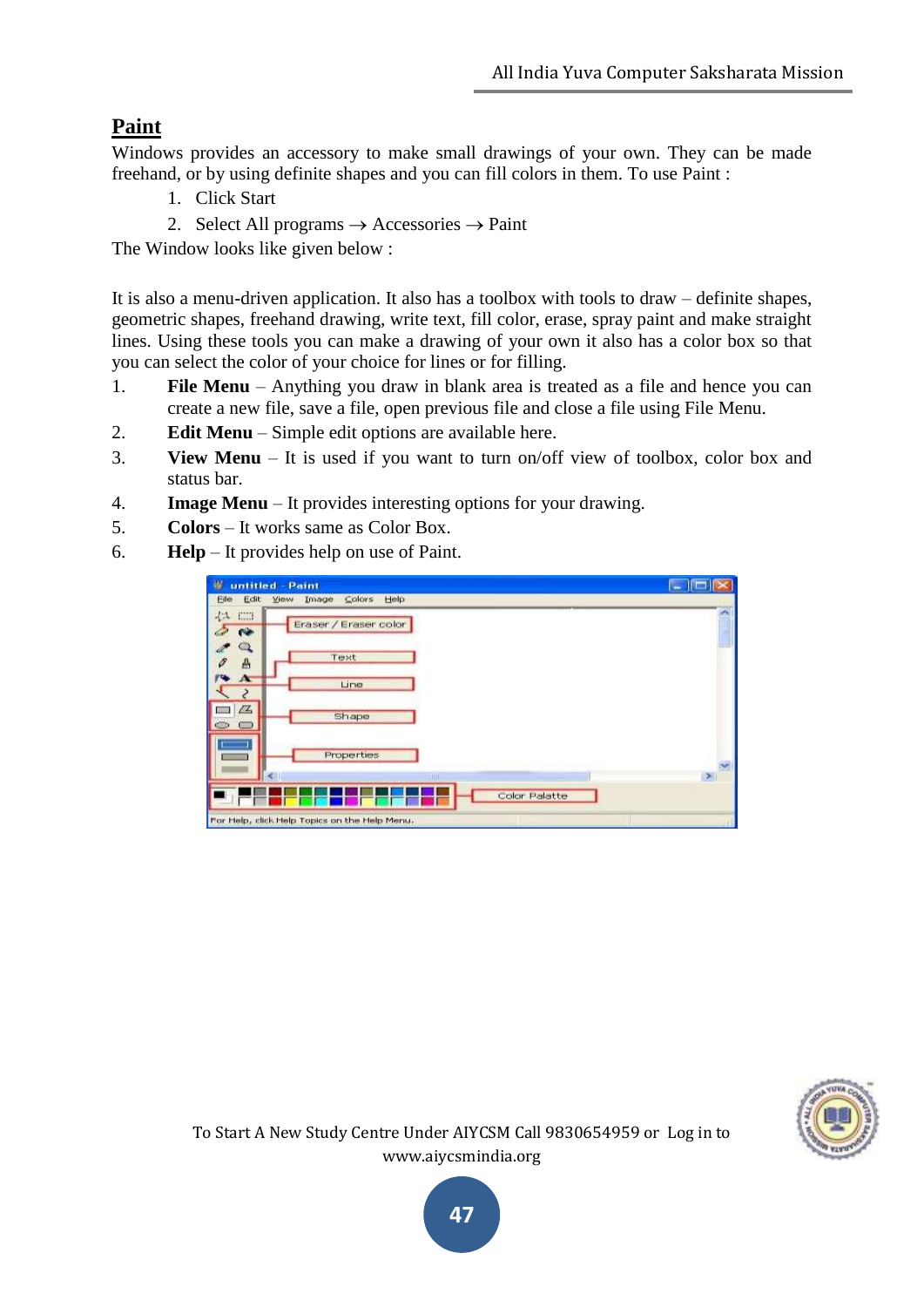# Paint

Windows provides an accessory to make small drawings of your own. They can be made freehand, or by using definite shapes and you can fill colors in them. To use Paint :

1. Click Start
2. Select All programs → Accessories → Paint

The Window looks like given below :

It is also a menu-driven application. It also has a toolbox with tools to draw – definite shapes, geometric shapes, freehand drawing, write text, fill color, erase, spray paint and make straight lines. Using these tools you can make a drawing of your own it also has a color box so that you can select the color of your choice for lines or for filling.

1. **File Menu** – Anything you draw in blank area is treated as a file and hence you can create a new file, save a file, open previous file and close a file using File Menu.
2. **Edit Menu** – Simple edit options are available here.
3. **View Menu** – It is used if you want to turn on/off view of toolbox, color box and status bar.
4. **Image Menu** – It provides interesting options for your drawing.
5. **Colors** – It works same as Color Box.
6. **Help** – It provides help on use of Paint.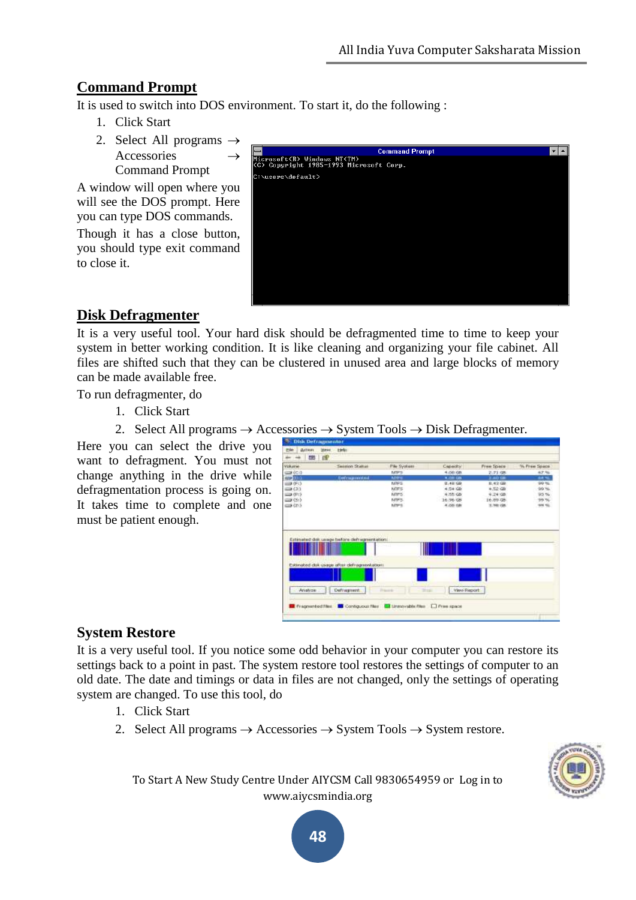## Command Prompt

It is used to switch into DOS environment. To start it, do the following :

1. Click Start
2. Select All programs → Accessories → Command Prompt

A window will open where you will see the DOS prompt. Here you can type DOS commands. Though it has a close button, you should type exit command to close it.

## Disk Defragmenter

It is a very useful tool. Your hard disk should be defragmented time to time to keep your system in better working condition. It is like cleaning and organizing your file cabinet. All files are shifted such that they can be clustered in unused area and large blocks of memory can be made available free.

To run defragmenter, do

1. Click Start
2. Select All programs → Accessories → System Tools → Disk Defragmenter.

Here you can select the drive you want to defragment. You must not change anything in the drive while defragmentation process is going on. It takes time to complete and one must be patient enough.

## System Restore

It is a very useful tool. If you notice some odd behavior in your computer you can restore its settings back to a point in past. The system restore tool restores the settings of computer to an old date. The date and timings or data in files are not changed, only the settings of operating system are changed. To use this tool, do

1. Click Start
2. Select All programs → Accessories → System Tools → System restore.

To Start A New Study Centre Under AIYCSM Call 9830654959 or Log in to www.aiycsmindia.org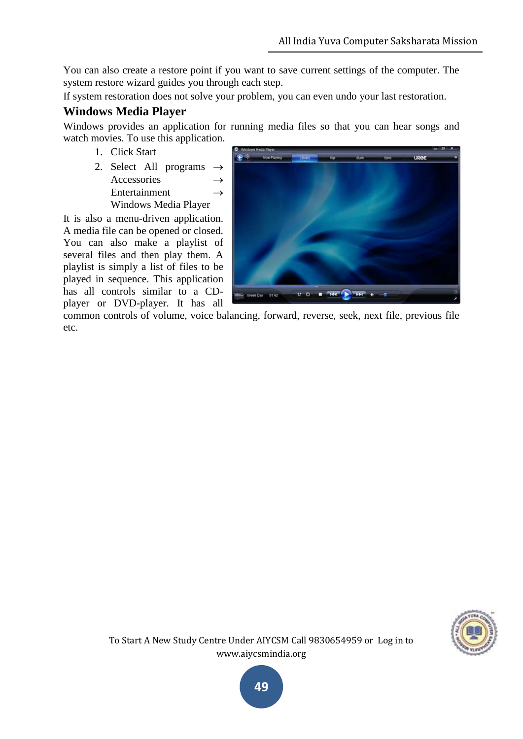You can also create a restore point if you want to save current settings of the computer. The system restore wizard guides you through each step.

If system restoration does not solve your problem, you can even undo your last restoration.

## Windows Media Player

Windows provides an application for running media files so that you can hear songs and watch movies. To use this application.

1. Click Start
2. Select All programs → Accessories → Entertainment → Windows Media Player

It is also a menu-driven application. A media file can be opened or closed. You can also make a playlist of several files and then play them. A playlist is simply a list of files to be played in sequence. This application has all controls similar to a CD-player or DVD-player. It has all common controls of volume, voice balancing, forward, reverse, seek, next file, previous file etc.

To Start A New Study Centre Under AIYCSM Call 9830654959 or Log in to www.aiycsmindia.org